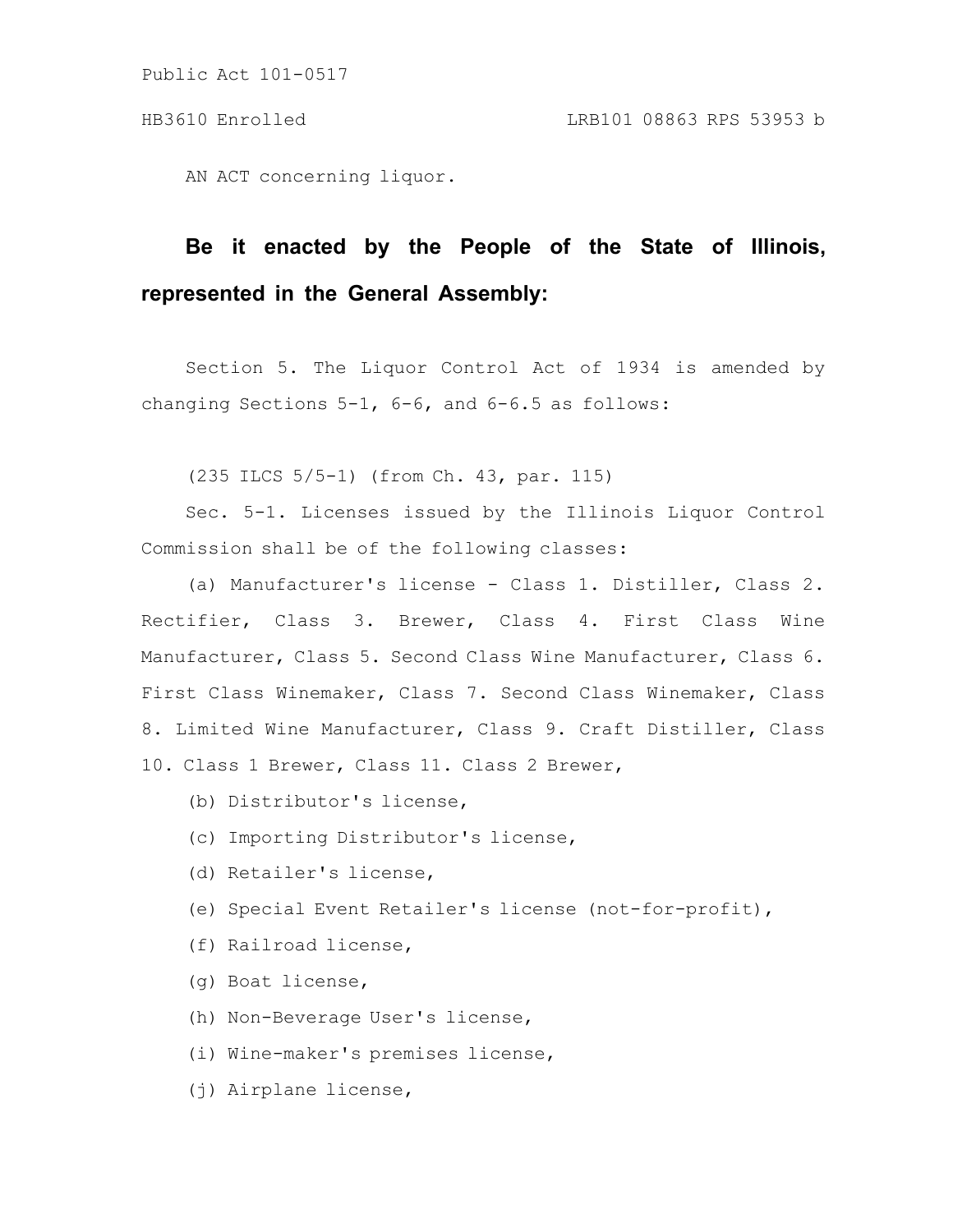Public Act 101-0517

HB3610 Enrolled LRB101 08863 RPS 53953 b

AN ACT concerning liquor.

**Be it enacted by the People of the State of Illinois, represented in the General Assembly:**

Section 5. The Liquor Control Act of 1934 is amended by changing Sections 5-1, 6-6, and 6-6.5 as follows:

(235 ILCS 5/5-1) (from Ch. 43, par. 115)

Sec. 5-1. Licenses issued by the Illinois Liquor Control Commission shall be of the following classes:

(a) Manufacturer's license - Class 1. Distiller, Class 2. Rectifier, Class 3. Brewer, Class 4. First Class Wine Manufacturer, Class 5. Second Class Wine Manufacturer, Class 6. First Class Winemaker, Class 7. Second Class Winemaker, Class 8. Limited Wine Manufacturer, Class 9. Craft Distiller, Class 10. Class 1 Brewer, Class 11. Class 2 Brewer,

(b) Distributor's license,

(c) Importing Distributor's license,

(d) Retailer's license,

(e) Special Event Retailer's license (not-for-profit),

(f) Railroad license,

(g) Boat license,

(h) Non-Beverage User's license,

(i) Wine-maker's premises license,

(j) Airplane license,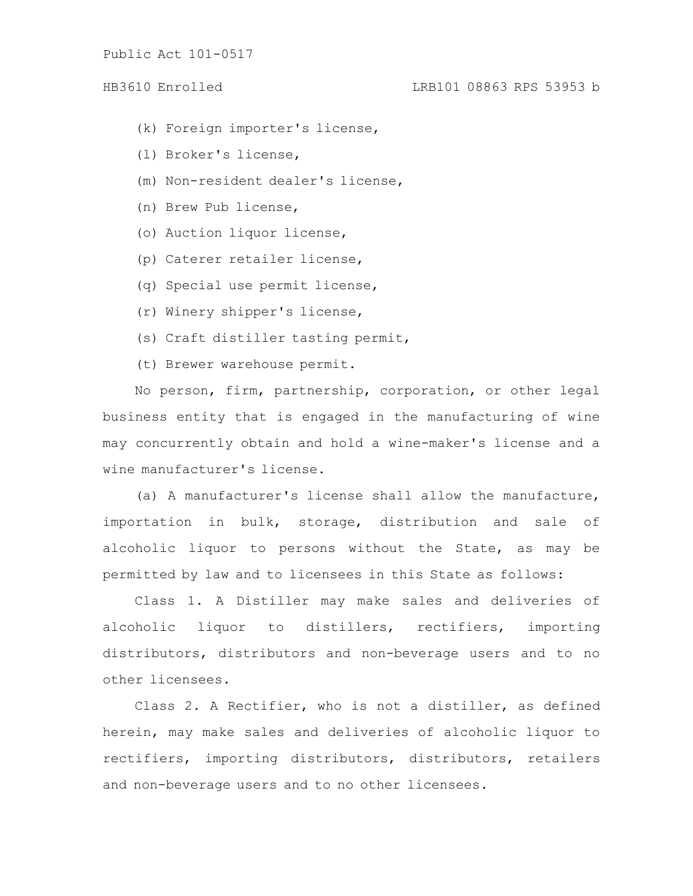(k) Foreign importer's license,

(l) Broker's license,

(m) Non-resident dealer's license,

(n) Brew Pub license,

(o) Auction liquor license,

(p) Caterer retailer license,

(q) Special use permit license,

(r) Winery shipper's license,

(s) Craft distiller tasting permit,

(t) Brewer warehouse permit.

No person, firm, partnership, corporation, or other legal business entity that is engaged in the manufacturing of wine may concurrently obtain and hold a wine-maker's license and a wine manufacturer's license.

(a) A manufacturer's license shall allow the manufacture, importation in bulk, storage, distribution and sale of alcoholic liquor to persons without the State, as may be permitted by law and to licensees in this State as follows:

Class 1. A Distiller may make sales and deliveries of alcoholic liquor to distillers, rectifiers, importing distributors, distributors and non-beverage users and to no other licensees.

Class 2. A Rectifier, who is not a distiller, as defined herein, may make sales and deliveries of alcoholic liquor to rectifiers, importing distributors, distributors, retailers and non-beverage users and to no other licensees.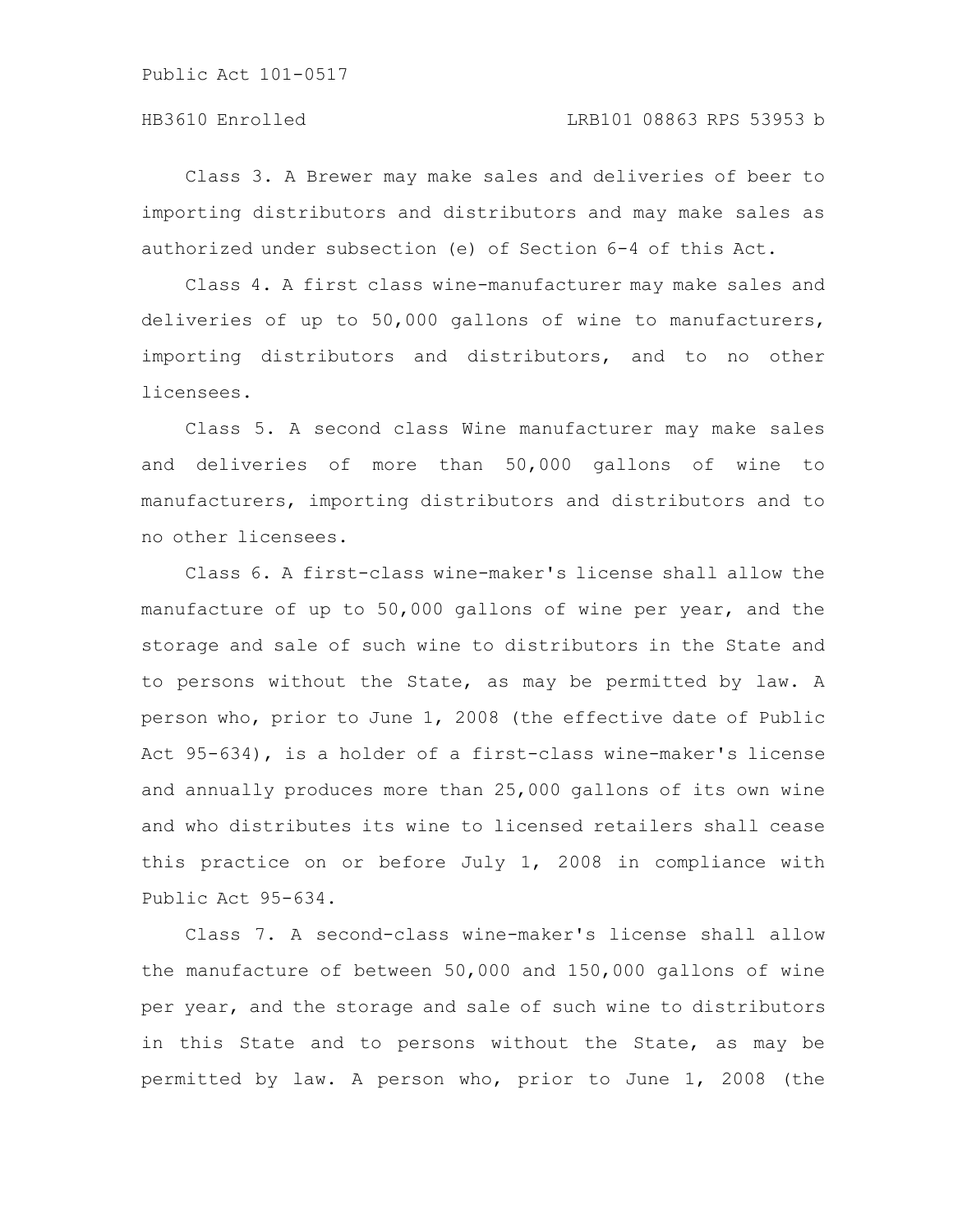Class 3. A Brewer may make sales and deliveries of beer to importing distributors and distributors and may make sales as authorized under subsection (e) of Section 6-4 of this Act.

Class 4. A first class wine-manufacturer may make sales and deliveries of up to 50,000 gallons of wine to manufacturers, importing distributors and distributors, and to no other licensees.

Class 5. A second class Wine manufacturer may make sales and deliveries of more than 50,000 gallons of wine to manufacturers, importing distributors and distributors and to no other licensees.

Class 6. A first-class wine-maker's license shall allow the manufacture of up to 50,000 gallons of wine per year, and the storage and sale of such wine to distributors in the State and to persons without the State, as may be permitted by law. A person who, prior to June 1, 2008 (the effective date of Public Act 95-634), is a holder of a first-class wine-maker's license and annually produces more than 25,000 gallons of its own wine and who distributes its wine to licensed retailers shall cease this practice on or before July 1, 2008 in compliance with Public Act 95-634.

Class 7. A second-class wine-maker's license shall allow the manufacture of between 50,000 and 150,000 gallons of wine per year, and the storage and sale of such wine to distributors in this State and to persons without the State, as may be permitted by law. A person who, prior to June 1, 2008 (the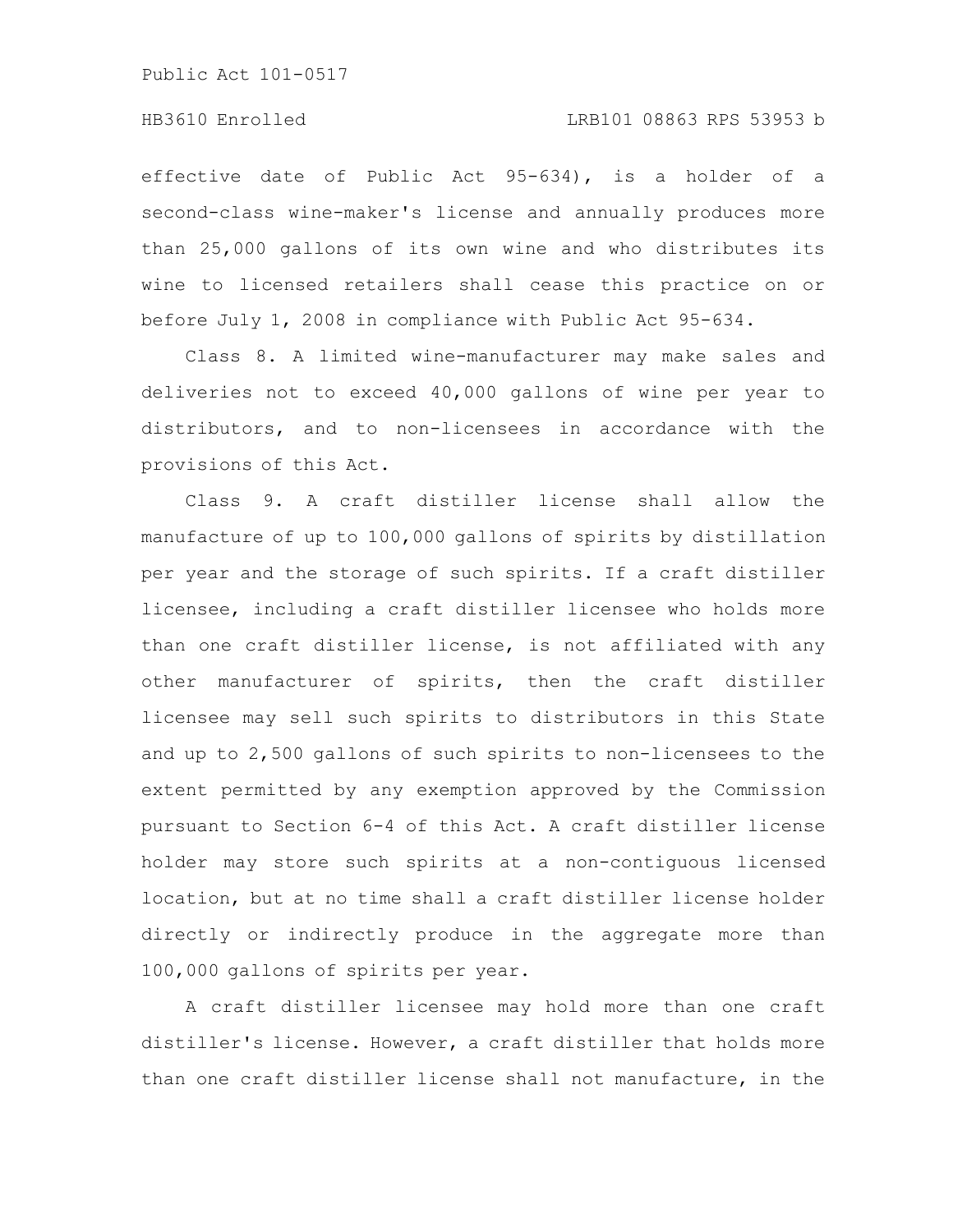effective date of Public Act 95-634), is a holder of a second-class wine-maker's license and annually produces more than 25,000 gallons of its own wine and who distributes its wine to licensed retailers shall cease this practice on or before July 1, 2008 in compliance with Public Act 95-634.

Class 8. A limited wine-manufacturer may make sales and deliveries not to exceed 40,000 gallons of wine per year to distributors, and to non-licensees in accordance with the provisions of this Act.

Class 9. A craft distiller license shall allow the manufacture of up to 100,000 gallons of spirits by distillation per year and the storage of such spirits. If a craft distiller licensee, including a craft distiller licensee who holds more than one craft distiller license, is not affiliated with any other manufacturer of spirits, then the craft distiller licensee may sell such spirits to distributors in this State and up to 2,500 gallons of such spirits to non-licensees to the extent permitted by any exemption approved by the Commission pursuant to Section 6-4 of this Act. A craft distiller license holder may store such spirits at a non-contiguous licensed location, but at no time shall a craft distiller license holder directly or indirectly produce in the aggregate more than 100,000 gallons of spirits per year.

A craft distiller licensee may hold more than one craft distiller's license. However, a craft distiller that holds more than one craft distiller license shall not manufacture, in the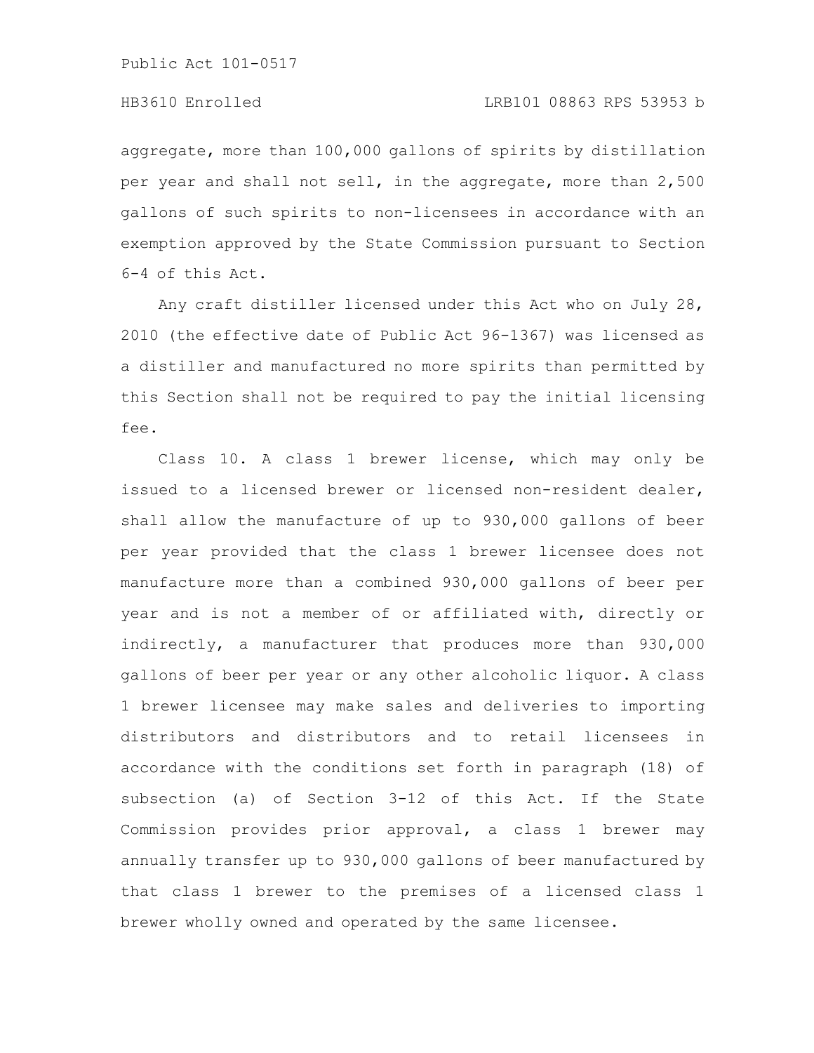aggregate, more than 100,000 gallons of spirits by distillation per year and shall not sell, in the aggregate, more than 2,500 gallons of such spirits to non-licensees in accordance with an exemption approved by the State Commission pursuant to Section 6-4 of this Act.

Any craft distiller licensed under this Act who on July 28, 2010 (the effective date of Public Act 96-1367) was licensed as a distiller and manufactured no more spirits than permitted by this Section shall not be required to pay the initial licensing fee.

Class 10. A class 1 brewer license, which may only be issued to a licensed brewer or licensed non-resident dealer, shall allow the manufacture of up to 930,000 gallons of beer per year provided that the class 1 brewer licensee does not manufacture more than a combined 930,000 gallons of beer per year and is not a member of or affiliated with, directly or indirectly, a manufacturer that produces more than 930,000 gallons of beer per year or any other alcoholic liquor. A class 1 brewer licensee may make sales and deliveries to importing distributors and distributors and to retail licensees in accordance with the conditions set forth in paragraph (18) of subsection (a) of Section 3-12 of this Act. If the State Commission provides prior approval, a class 1 brewer may annually transfer up to 930,000 gallons of beer manufactured by that class 1 brewer to the premises of a licensed class 1 brewer wholly owned and operated by the same licensee.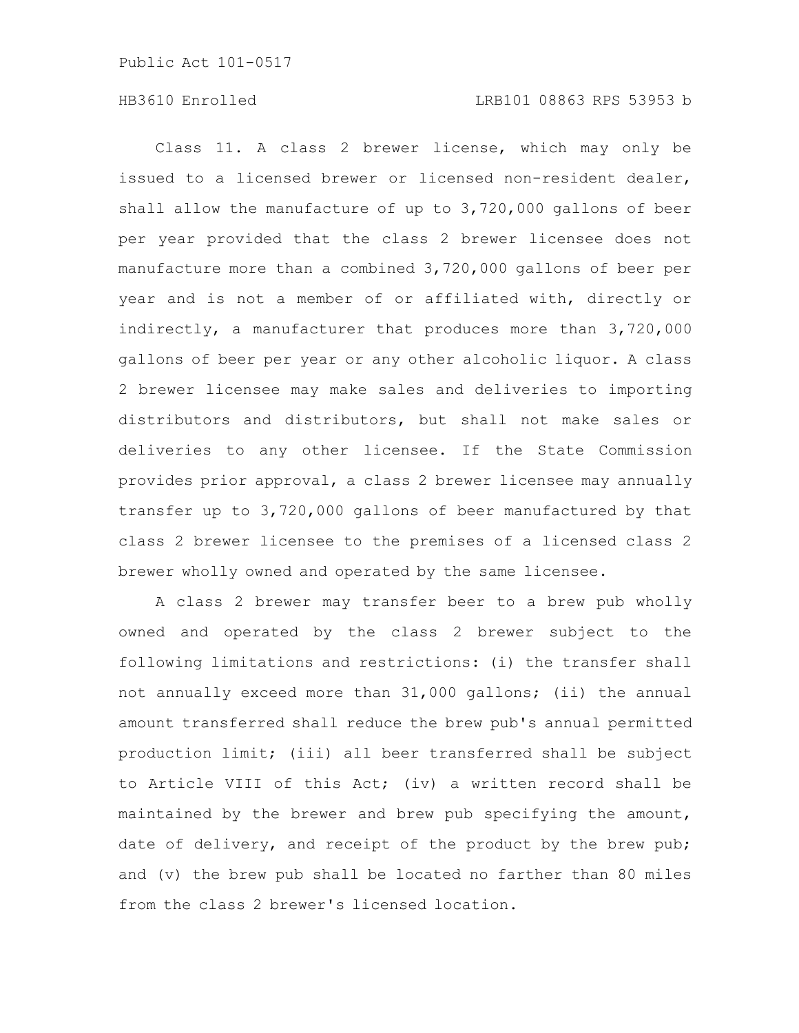Class 11. A class 2 brewer license, which may only be issued to a licensed brewer or licensed non-resident dealer, shall allow the manufacture of up to 3,720,000 gallons of beer per year provided that the class 2 brewer licensee does not manufacture more than a combined 3,720,000 gallons of beer per year and is not a member of or affiliated with, directly or indirectly, a manufacturer that produces more than 3,720,000 gallons of beer per year or any other alcoholic liquor. A class 2 brewer licensee may make sales and deliveries to importing distributors and distributors, but shall not make sales or deliveries to any other licensee. If the State Commission provides prior approval, a class 2 brewer licensee may annually transfer up to 3,720,000 gallons of beer manufactured by that class 2 brewer licensee to the premises of a licensed class 2 brewer wholly owned and operated by the same licensee.

A class 2 brewer may transfer beer to a brew pub wholly owned and operated by the class 2 brewer subject to the following limitations and restrictions: (i) the transfer shall not annually exceed more than 31,000 gallons; (ii) the annual amount transferred shall reduce the brew pub's annual permitted production limit; (iii) all beer transferred shall be subject to Article VIII of this Act; (iv) a written record shall be maintained by the brewer and brew pub specifying the amount, date of delivery, and receipt of the product by the brew pub; and (v) the brew pub shall be located no farther than 80 miles from the class 2 brewer's licensed location.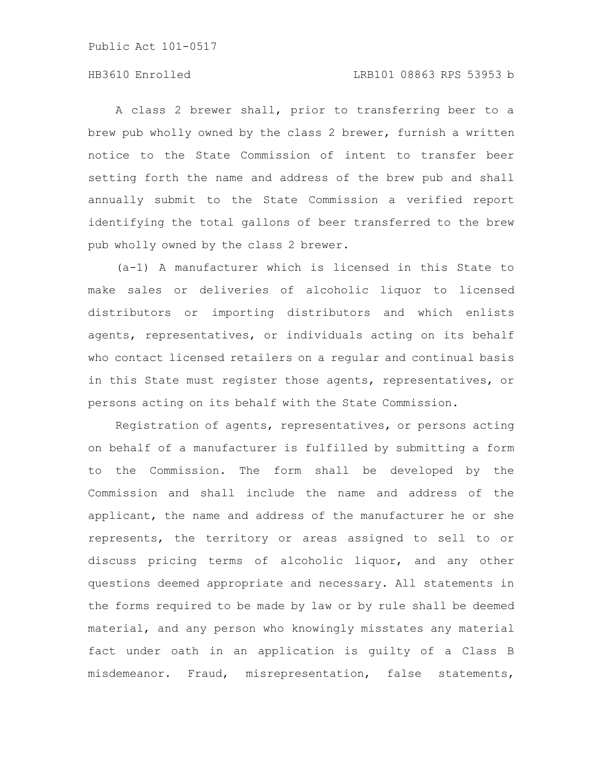A class 2 brewer shall, prior to transferring beer to a brew pub wholly owned by the class 2 brewer, furnish a written notice to the State Commission of intent to transfer beer setting forth the name and address of the brew pub and shall annually submit to the State Commission a verified report identifying the total gallons of beer transferred to the brew pub wholly owned by the class 2 brewer.

(a-1) A manufacturer which is licensed in this State to make sales or deliveries of alcoholic liquor to licensed distributors or importing distributors and which enlists agents, representatives, or individuals acting on its behalf who contact licensed retailers on a regular and continual basis in this State must register those agents, representatives, or persons acting on its behalf with the State Commission.

Registration of agents, representatives, or persons acting on behalf of a manufacturer is fulfilled by submitting a form to the Commission. The form shall be developed by the Commission and shall include the name and address of the applicant, the name and address of the manufacturer he or she represents, the territory or areas assigned to sell to or discuss pricing terms of alcoholic liquor, and any other questions deemed appropriate and necessary. All statements in the forms required to be made by law or by rule shall be deemed material, and any person who knowingly misstates any material fact under oath in an application is guilty of a Class B misdemeanor. Fraud, misrepresentation, false statements,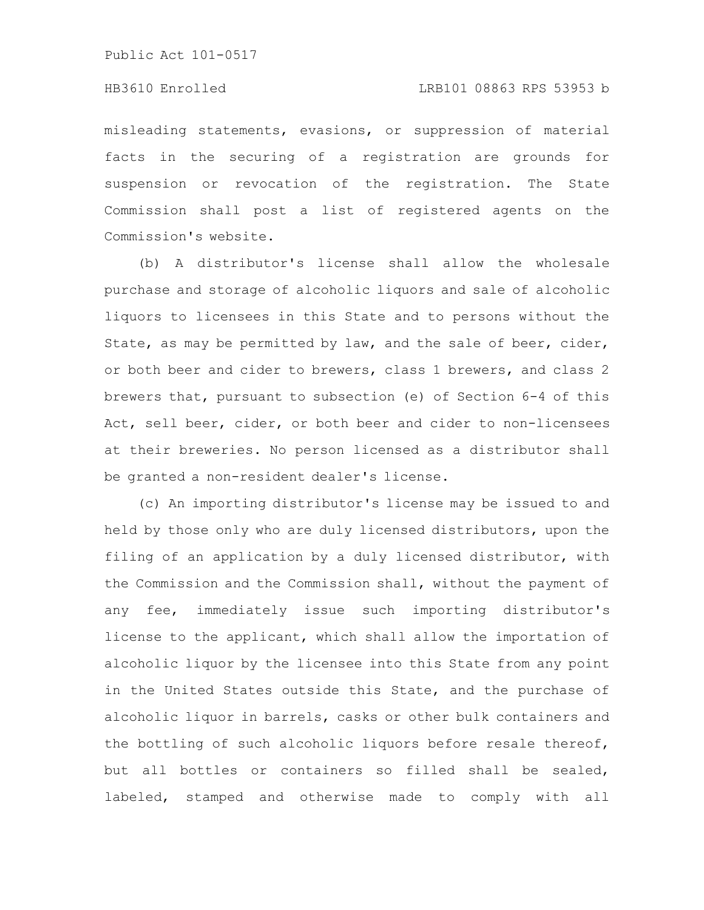misleading statements, evasions, or suppression of material facts in the securing of a registration are grounds for suspension or revocation of the registration. The State Commission shall post a list of registered agents on the Commission's website.

(b) A distributor's license shall allow the wholesale purchase and storage of alcoholic liquors and sale of alcoholic liquors to licensees in this State and to persons without the State, as may be permitted by law, and the sale of beer, cider, or both beer and cider to brewers, class 1 brewers, and class 2 brewers that, pursuant to subsection (e) of Section 6-4 of this Act, sell beer, cider, or both beer and cider to non-licensees at their breweries. No person licensed as a distributor shall be granted a non-resident dealer's license.

(c) An importing distributor's license may be issued to and held by those only who are duly licensed distributors, upon the filing of an application by a duly licensed distributor, with the Commission and the Commission shall, without the payment of any fee, immediately issue such importing distributor's license to the applicant, which shall allow the importation of alcoholic liquor by the licensee into this State from any point in the United States outside this State, and the purchase of alcoholic liquor in barrels, casks or other bulk containers and the bottling of such alcoholic liquors before resale thereof, but all bottles or containers so filled shall be sealed, labeled, stamped and otherwise made to comply with all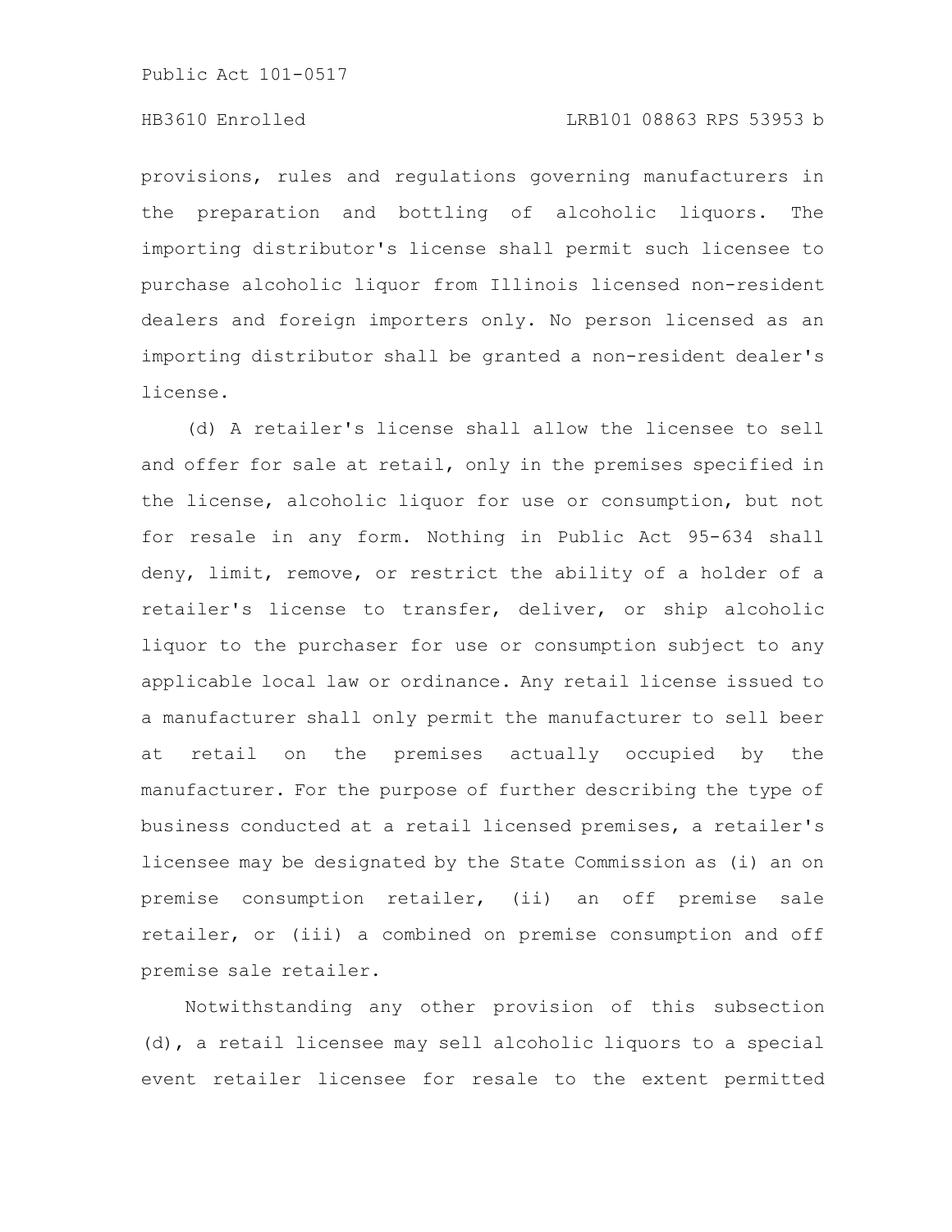provisions, rules and regulations governing manufacturers in the preparation and bottling of alcoholic liquors. The importing distributor's license shall permit such licensee to purchase alcoholic liquor from Illinois licensed non-resident dealers and foreign importers only. No person licensed as an importing distributor shall be granted a non-resident dealer's license.

(d) A retailer's license shall allow the licensee to sell and offer for sale at retail, only in the premises specified in the license, alcoholic liquor for use or consumption, but not for resale in any form. Nothing in Public Act 95-634 shall deny, limit, remove, or restrict the ability of a holder of a retailer's license to transfer, deliver, or ship alcoholic liquor to the purchaser for use or consumption subject to any applicable local law or ordinance. Any retail license issued to a manufacturer shall only permit the manufacturer to sell beer at retail on the premises actually occupied by the manufacturer. For the purpose of further describing the type of business conducted at a retail licensed premises, a retailer's licensee may be designated by the State Commission as (i) an on premise consumption retailer, (ii) an off premise sale retailer, or (iii) a combined on premise consumption and off premise sale retailer.

Notwithstanding any other provision of this subsection (d), a retail licensee may sell alcoholic liquors to a special event retailer licensee for resale to the extent permitted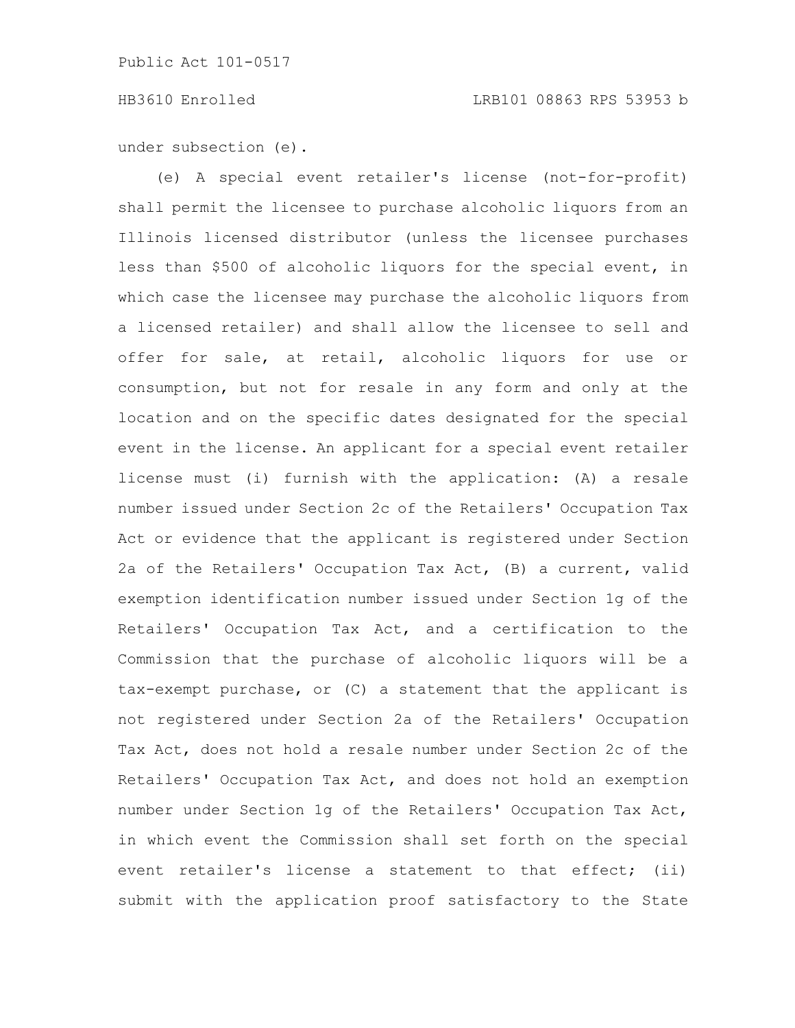under subsection (e).

(e) A special event retailer's license (not-for-profit) shall permit the licensee to purchase alcoholic liquors from an Illinois licensed distributor (unless the licensee purchases less than $500 of alcoholic liquors for the special event, in which case the licensee may purchase the alcoholic liquors from a licensed retailer) and shall allow the licensee to sell and offer for sale, at retail, alcoholic liquors for use or consumption, but not for resale in any form and only at the location and on the specific dates designated for the special event in the license. An applicant for a special event retailer license must (i) furnish with the application: (A) a resale number issued under Section 2c of the Retailers' Occupation Tax Act or evidence that the applicant is registered under Section 2a of the Retailers' Occupation Tax Act, (B) a current, valid exemption identification number issued under Section 1g of the Retailers' Occupation Tax Act, and a certification to the Commission that the purchase of alcoholic liquors will be a tax-exempt purchase, or (C) a statement that the applicant is not registered under Section 2a of the Retailers' Occupation Tax Act, does not hold a resale number under Section 2c of the Retailers' Occupation Tax Act, and does not hold an exemption number under Section 1g of the Retailers' Occupation Tax Act, in which event the Commission shall set forth on the special event retailer's license a statement to that effect; (ii) submit with the application proof satisfactory to the State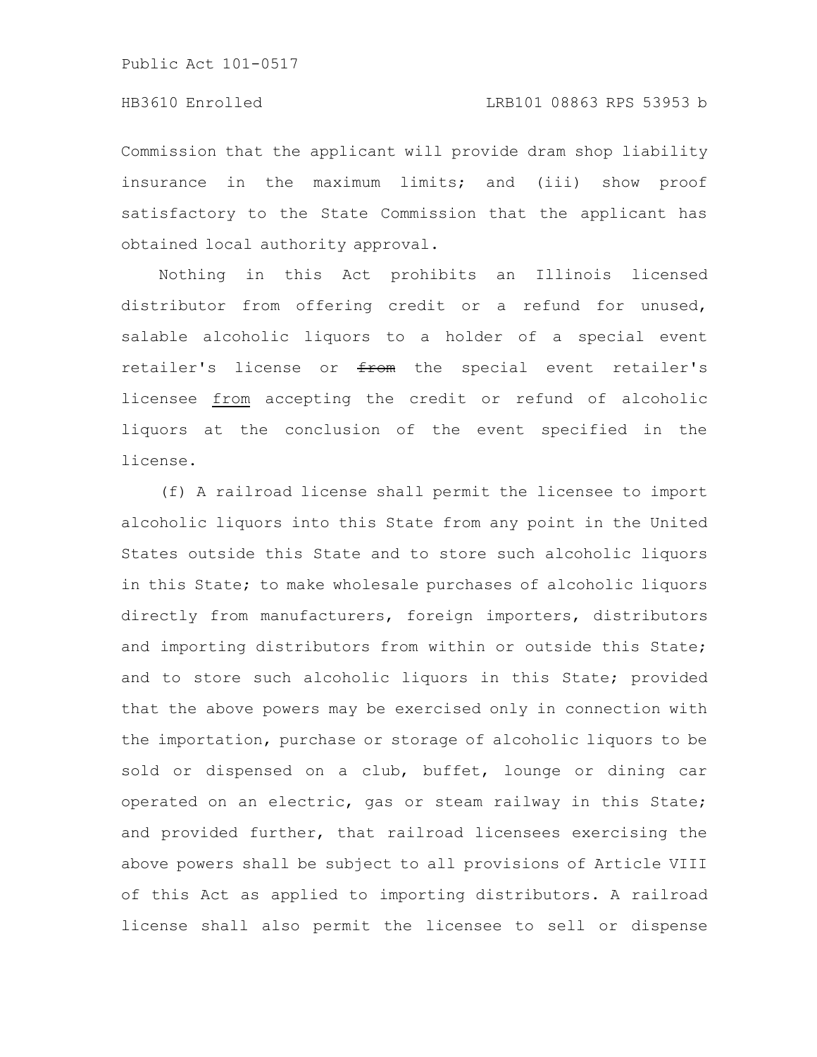Commission that the applicant will provide dram shop liability insurance in the maximum limits; and (iii) show proof satisfactory to the State Commission that the applicant has obtained local authority approval.

Nothing in this Act prohibits an Illinois licensed distributor from offering credit or a refund for unused, salable alcoholic liquors to a holder of a special event retailer's license or ~~from~~ the special event retailer's licensee <u>from</u> accepting the credit or refund of alcoholic liquors at the conclusion of the event specified in the license.

(f) A railroad license shall permit the licensee to import alcoholic liquors into this State from any point in the United States outside this State and to store such alcoholic liquors in this State; to make wholesale purchases of alcoholic liquors directly from manufacturers, foreign importers, distributors and importing distributors from within or outside this State; and to store such alcoholic liquors in this State; provided that the above powers may be exercised only in connection with the importation, purchase or storage of alcoholic liquors to be sold or dispensed on a club, buffet, lounge or dining car operated on an electric, gas or steam railway in this State; and provided further, that railroad licensees exercising the above powers shall be subject to all provisions of Article VIII of this Act as applied to importing distributors. A railroad license shall also permit the licensee to sell or dispense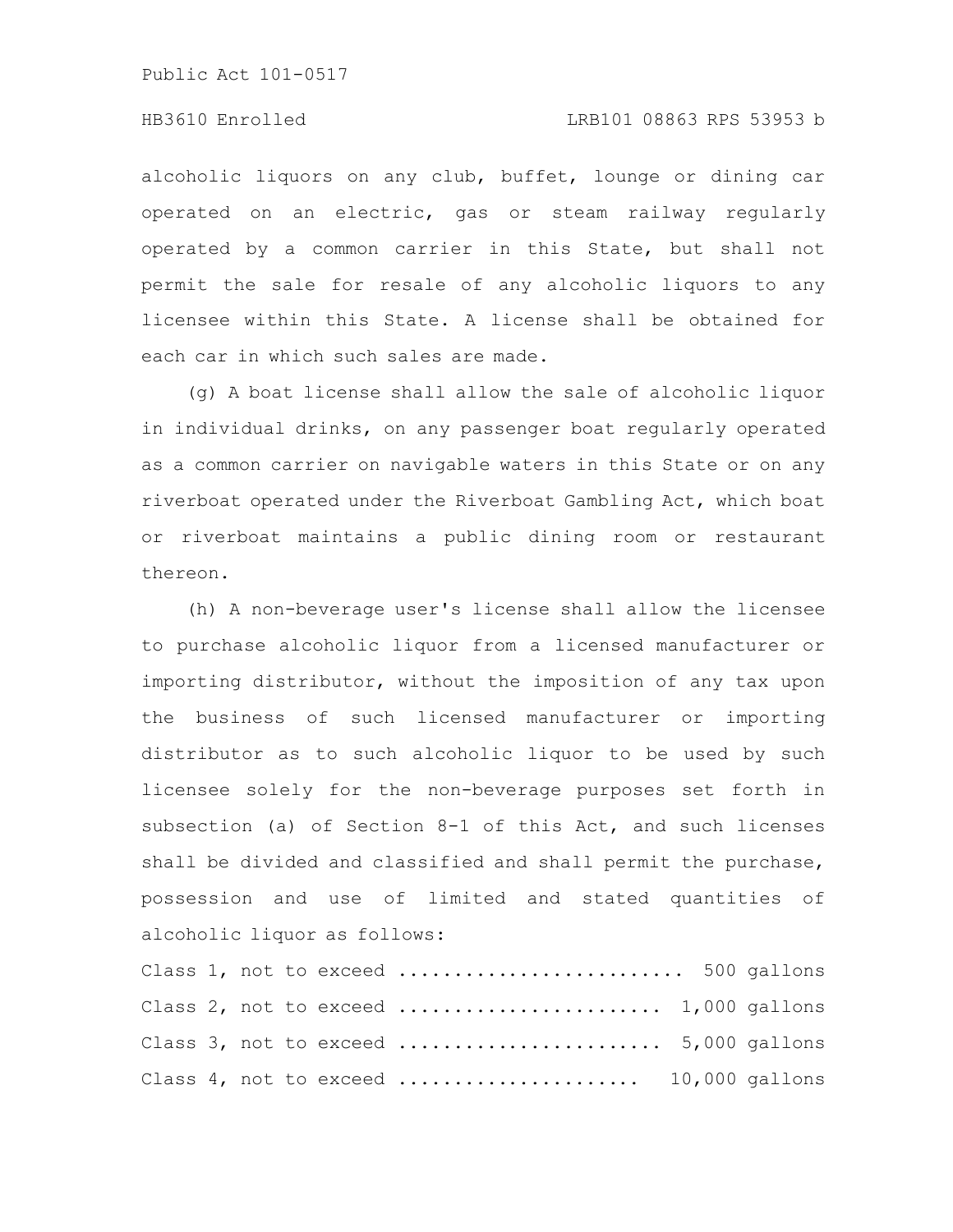alcoholic liquors on any club, buffet, lounge or dining car operated on an electric, gas or steam railway regularly operated by a common carrier in this State, but shall not permit the sale for resale of any alcoholic liquors to any licensee within this State. A license shall be obtained for each car in which such sales are made.

(g) A boat license shall allow the sale of alcoholic liquor in individual drinks, on any passenger boat regularly operated as a common carrier on navigable waters in this State or on any riverboat operated under the Riverboat Gambling Act, which boat or riverboat maintains a public dining room or restaurant thereon.

(h) A non-beverage user's license shall allow the licensee to purchase alcoholic liquor from a licensed manufacturer or importing distributor, without the imposition of any tax upon the business of such licensed manufacturer or importing distributor as to such alcoholic liquor to be used by such licensee solely for the non-beverage purposes set forth in subsection (a) of Section 8-1 of this Act, and such licenses shall be divided and classified and shall permit the purchase, possession and use of limited and stated quantities of alcoholic liquor as follows:

Class 1, not to exceed ........................ 500 gallons
Class 2, not to exceed ...................... 1,000 gallons
Class 3, not to exceed ...................... 5,000 gallons
Class 4, not to exceed ..................... 10,000 gallons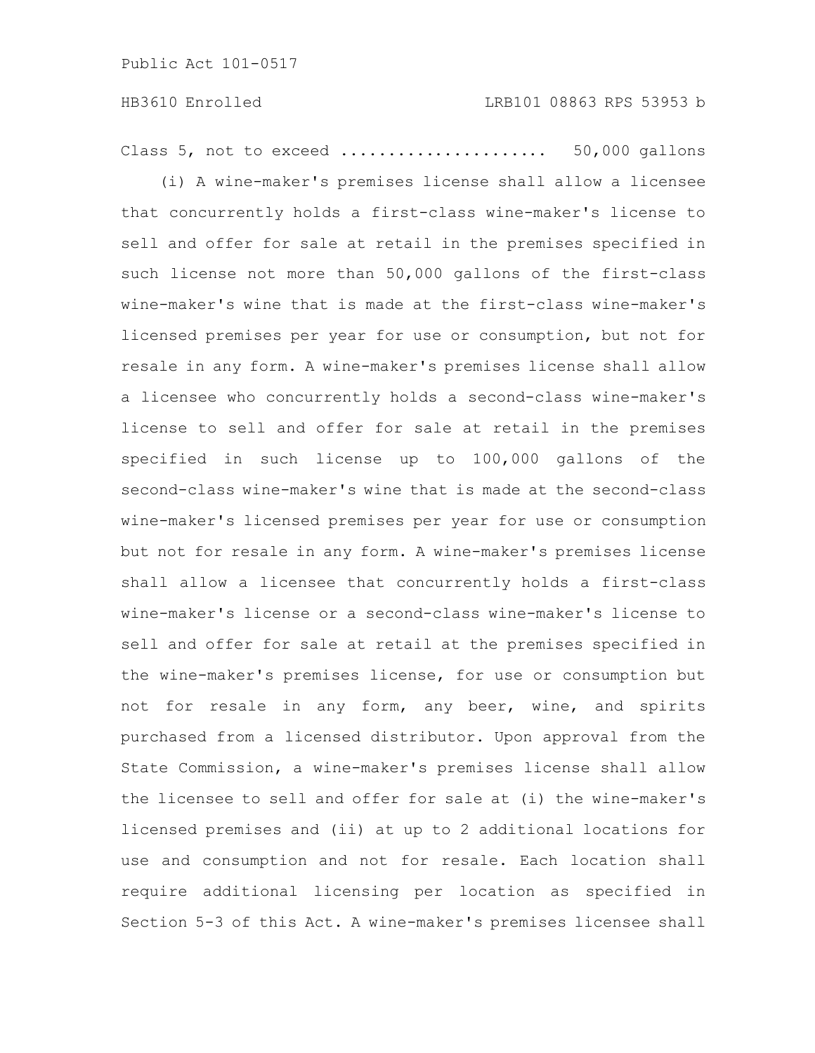Class 5, not to exceed ..................... 50,000 gallons

(i) A wine-maker's premises license shall allow a licensee that concurrently holds a first-class wine-maker's license to sell and offer for sale at retail in the premises specified in such license not more than 50,000 gallons of the first-class wine-maker's wine that is made at the first-class wine-maker's licensed premises per year for use or consumption, but not for resale in any form. A wine-maker's premises license shall allow a licensee who concurrently holds a second-class wine-maker's license to sell and offer for sale at retail in the premises specified in such license up to 100,000 gallons of the second-class wine-maker's wine that is made at the second-class wine-maker's licensed premises per year for use or consumption but not for resale in any form. A wine-maker's premises license shall allow a licensee that concurrently holds a first-class wine-maker's license or a second-class wine-maker's license to sell and offer for sale at retail at the premises specified in the wine-maker's premises license, for use or consumption but not for resale in any form, any beer, wine, and spirits purchased from a licensed distributor. Upon approval from the State Commission, a wine-maker's premises license shall allow the licensee to sell and offer for sale at (i) the wine-maker's licensed premises and (ii) at up to 2 additional locations for use and consumption and not for resale. Each location shall require additional licensing per location as specified in Section 5-3 of this Act. A wine-maker's premises licensee shall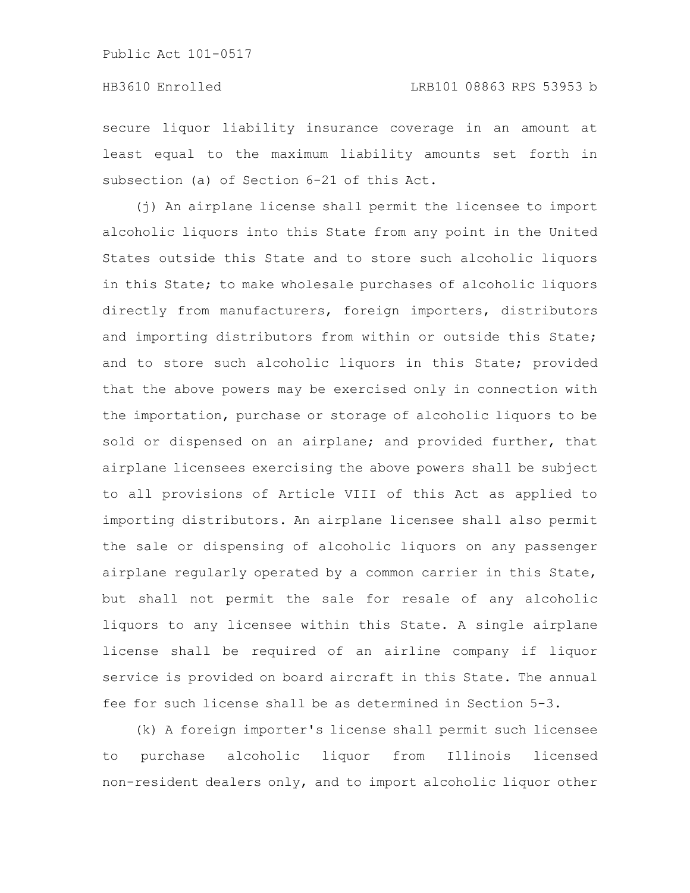secure liquor liability insurance coverage in an amount at least equal to the maximum liability amounts set forth in subsection (a) of Section 6-21 of this Act.

(j) An airplane license shall permit the licensee to import alcoholic liquors into this State from any point in the United States outside this State and to store such alcoholic liquors in this State; to make wholesale purchases of alcoholic liquors directly from manufacturers, foreign importers, distributors and importing distributors from within or outside this State; and to store such alcoholic liquors in this State; provided that the above powers may be exercised only in connection with the importation, purchase or storage of alcoholic liquors to be sold or dispensed on an airplane; and provided further, that airplane licensees exercising the above powers shall be subject to all provisions of Article VIII of this Act as applied to importing distributors. An airplane licensee shall also permit the sale or dispensing of alcoholic liquors on any passenger airplane regularly operated by a common carrier in this State, but shall not permit the sale for resale of any alcoholic liquors to any licensee within this State. A single airplane license shall be required of an airline company if liquor service is provided on board aircraft in this State. The annual fee for such license shall be as determined in Section 5-3.

(k) A foreign importer's license shall permit such licensee to purchase alcoholic liquor from Illinois licensed non-resident dealers only, and to import alcoholic liquor other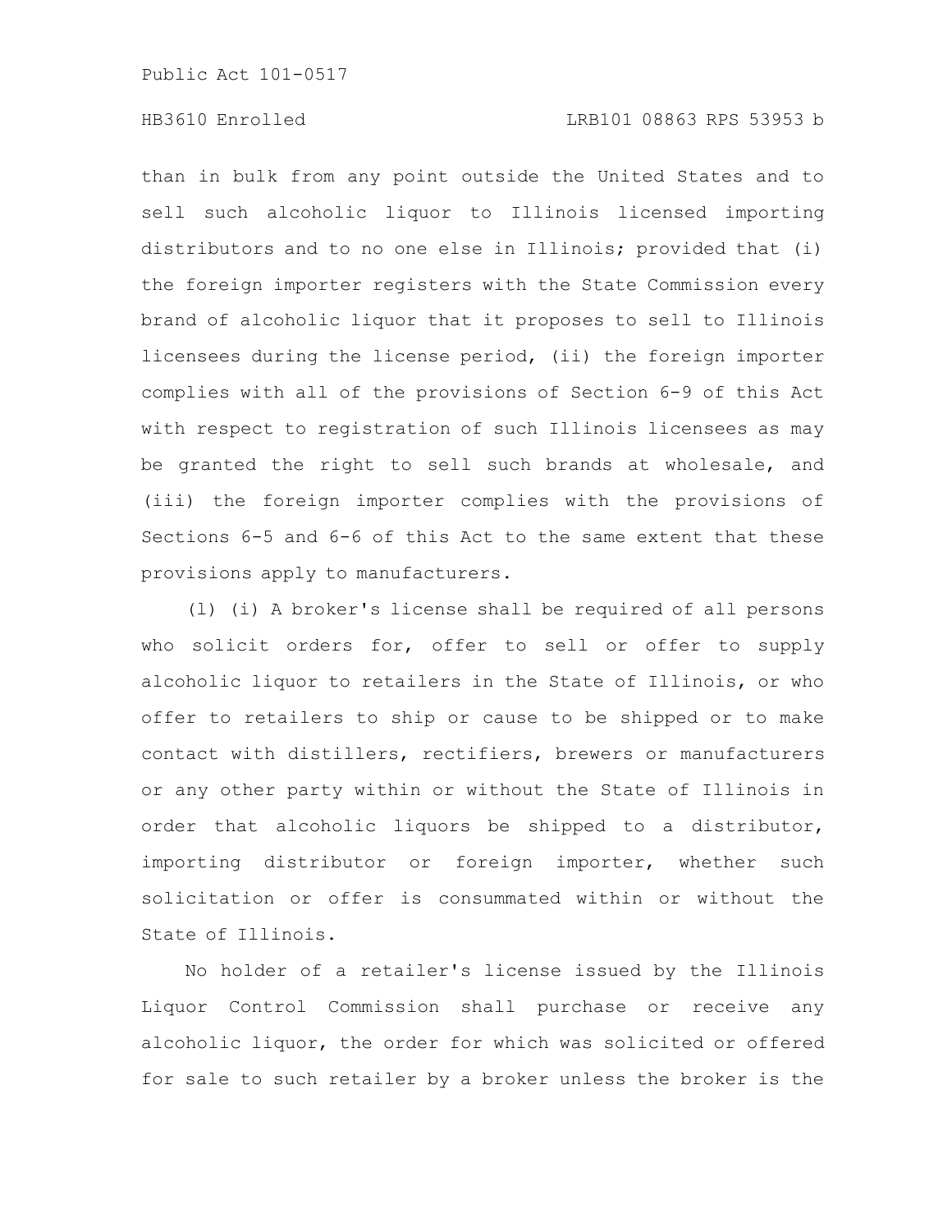than in bulk from any point outside the United States and to sell such alcoholic liquor to Illinois licensed importing distributors and to no one else in Illinois; provided that (i) the foreign importer registers with the State Commission every brand of alcoholic liquor that it proposes to sell to Illinois licensees during the license period, (ii) the foreign importer complies with all of the provisions of Section 6-9 of this Act with respect to registration of such Illinois licensees as may be granted the right to sell such brands at wholesale, and (iii) the foreign importer complies with the provisions of Sections 6-5 and 6-6 of this Act to the same extent that these provisions apply to manufacturers.

(l) (i) A broker's license shall be required of all persons who solicit orders for, offer to sell or offer to supply alcoholic liquor to retailers in the State of Illinois, or who offer to retailers to ship or cause to be shipped or to make contact with distillers, rectifiers, brewers or manufacturers or any other party within or without the State of Illinois in order that alcoholic liquors be shipped to a distributor, importing distributor or foreign importer, whether such solicitation or offer is consummated within or without the State of Illinois.

No holder of a retailer's license issued by the Illinois Liquor Control Commission shall purchase or receive any alcoholic liquor, the order for which was solicited or offered for sale to such retailer by a broker unless the broker is the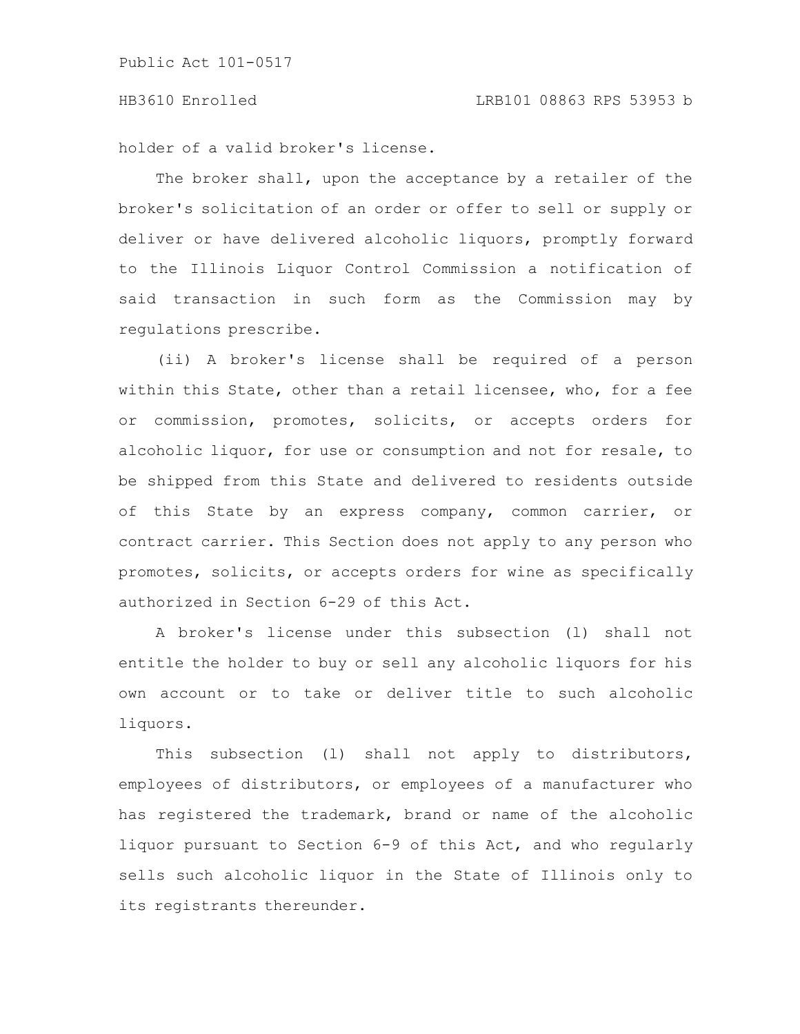holder of a valid broker's license.

The broker shall, upon the acceptance by a retailer of the broker's solicitation of an order or offer to sell or supply or deliver or have delivered alcoholic liquors, promptly forward to the Illinois Liquor Control Commission a notification of said transaction in such form as the Commission may by regulations prescribe.

(ii) A broker's license shall be required of a person within this State, other than a retail licensee, who, for a fee or commission, promotes, solicits, or accepts orders for alcoholic liquor, for use or consumption and not for resale, to be shipped from this State and delivered to residents outside of this State by an express company, common carrier, or contract carrier. This Section does not apply to any person who promotes, solicits, or accepts orders for wine as specifically authorized in Section 6-29 of this Act.

A broker's license under this subsection (l) shall not entitle the holder to buy or sell any alcoholic liquors for his own account or to take or deliver title to such alcoholic liquors.

This subsection (l) shall not apply to distributors, employees of distributors, or employees of a manufacturer who has registered the trademark, brand or name of the alcoholic liquor pursuant to Section 6-9 of this Act, and who regularly sells such alcoholic liquor in the State of Illinois only to its registrants thereunder.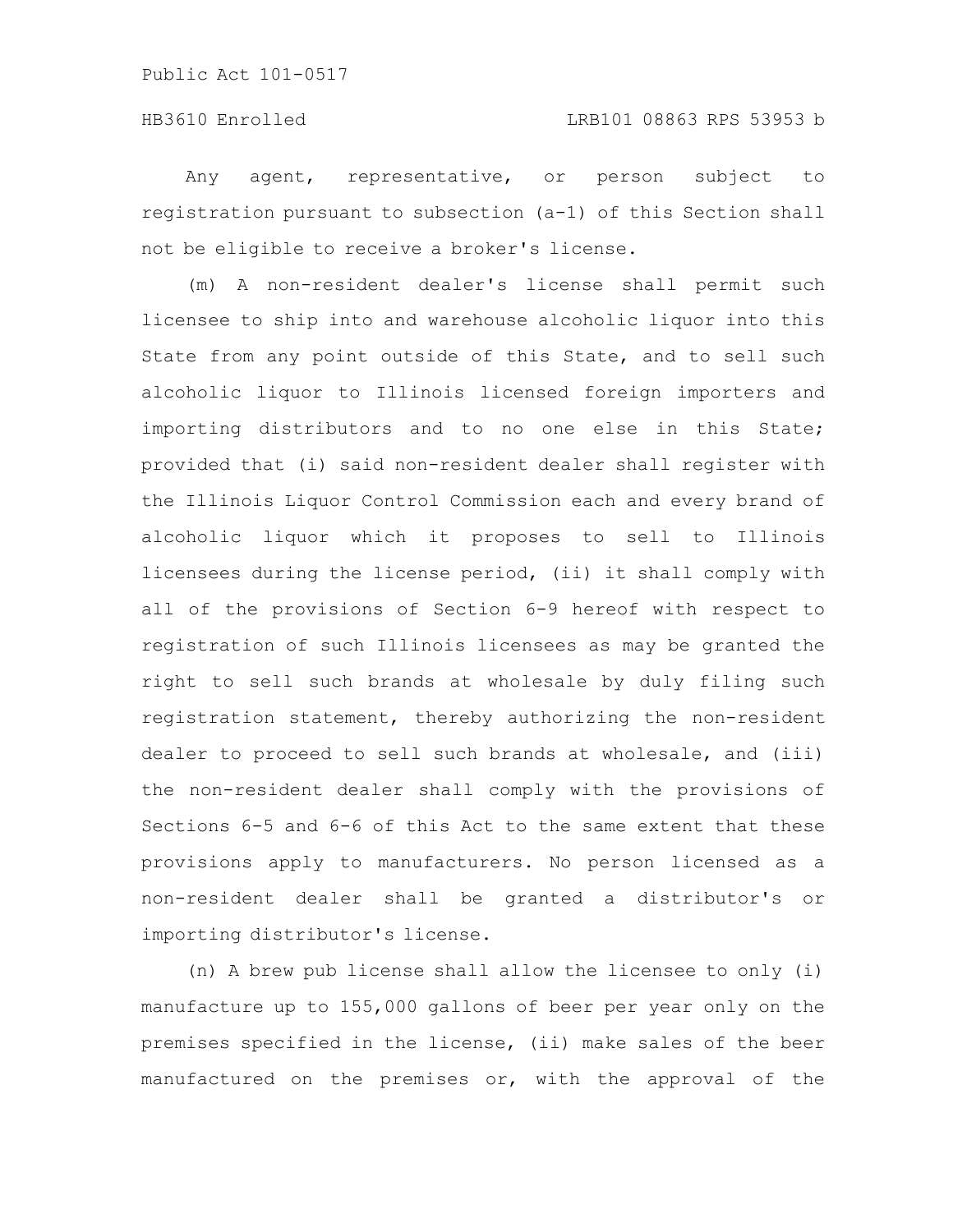Any agent, representative, or person subject to registration pursuant to subsection (a-1) of this Section shall not be eligible to receive a broker's license.

(m) A non-resident dealer's license shall permit such licensee to ship into and warehouse alcoholic liquor into this State from any point outside of this State, and to sell such alcoholic liquor to Illinois licensed foreign importers and importing distributors and to no one else in this State; provided that (i) said non-resident dealer shall register with the Illinois Liquor Control Commission each and every brand of alcoholic liquor which it proposes to sell to Illinois licensees during the license period, (ii) it shall comply with all of the provisions of Section 6-9 hereof with respect to registration of such Illinois licensees as may be granted the right to sell such brands at wholesale by duly filing such registration statement, thereby authorizing the non-resident dealer to proceed to sell such brands at wholesale, and (iii) the non-resident dealer shall comply with the provisions of Sections 6-5 and 6-6 of this Act to the same extent that these provisions apply to manufacturers. No person licensed as a non-resident dealer shall be granted a distributor's or importing distributor's license.

(n) A brew pub license shall allow the licensee to only (i) manufacture up to 155,000 gallons of beer per year only on the premises specified in the license, (ii) make sales of the beer manufactured on the premises or, with the approval of the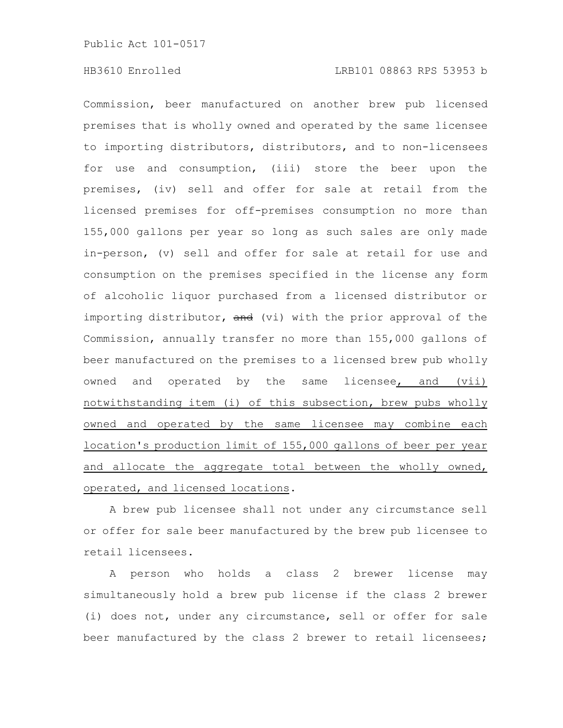Commission, beer manufactured on another brew pub licensed premises that is wholly owned and operated by the same licensee to importing distributors, distributors, and to non-licensees for use and consumption, (iii) store the beer upon the premises, (iv) sell and offer for sale at retail from the licensed premises for off-premises consumption no more than 155,000 gallons per year so long as such sales are only made in-person, (v) sell and offer for sale at retail for use and consumption on the premises specified in the license any form of alcoholic liquor purchased from a licensed distributor or importing distributor, ~~and~~ (vi) with the prior approval of the Commission, annually transfer no more than 155,000 gallons of beer manufactured on the premises to a licensed brew pub wholly owned and operated by the same licensee, and (vii) notwithstanding item (i) of this subsection, brew pubs wholly owned and operated by the same licensee may combine each location's production limit of 155,000 gallons of beer per year and allocate the aggregate total between the wholly owned, operated, and licensed locations.

A brew pub licensee shall not under any circumstance sell or offer for sale beer manufactured by the brew pub licensee to retail licensees.

A person who holds a class 2 brewer license may simultaneously hold a brew pub license if the class 2 brewer (i) does not, under any circumstance, sell or offer for sale beer manufactured by the class 2 brewer to retail licensees;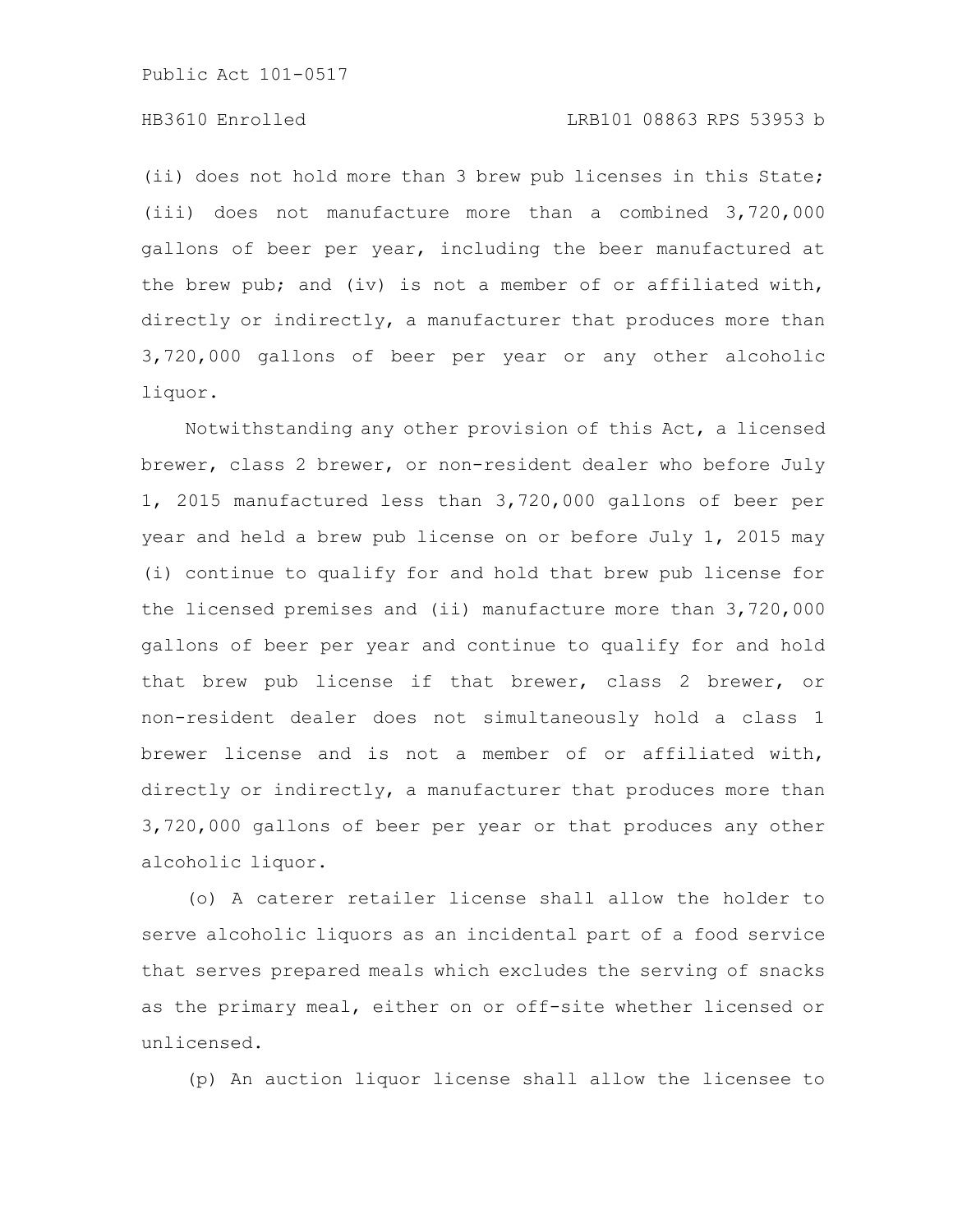(ii) does not hold more than 3 brew pub licenses in this State; (iii) does not manufacture more than a combined 3,720,000 gallons of beer per year, including the beer manufactured at the brew pub; and (iv) is not a member of or affiliated with, directly or indirectly, a manufacturer that produces more than 3,720,000 gallons of beer per year or any other alcoholic liquor.

Notwithstanding any other provision of this Act, a licensed brewer, class 2 brewer, or non-resident dealer who before July 1, 2015 manufactured less than 3,720,000 gallons of beer per year and held a brew pub license on or before July 1, 2015 may (i) continue to qualify for and hold that brew pub license for the licensed premises and (ii) manufacture more than 3,720,000 gallons of beer per year and continue to qualify for and hold that brew pub license if that brewer, class 2 brewer, or non-resident dealer does not simultaneously hold a class 1 brewer license and is not a member of or affiliated with, directly or indirectly, a manufacturer that produces more than 3,720,000 gallons of beer per year or that produces any other alcoholic liquor.

(o) A caterer retailer license shall allow the holder to serve alcoholic liquors as an incidental part of a food service that serves prepared meals which excludes the serving of snacks as the primary meal, either on or off-site whether licensed or unlicensed.

(p) An auction liquor license shall allow the licensee to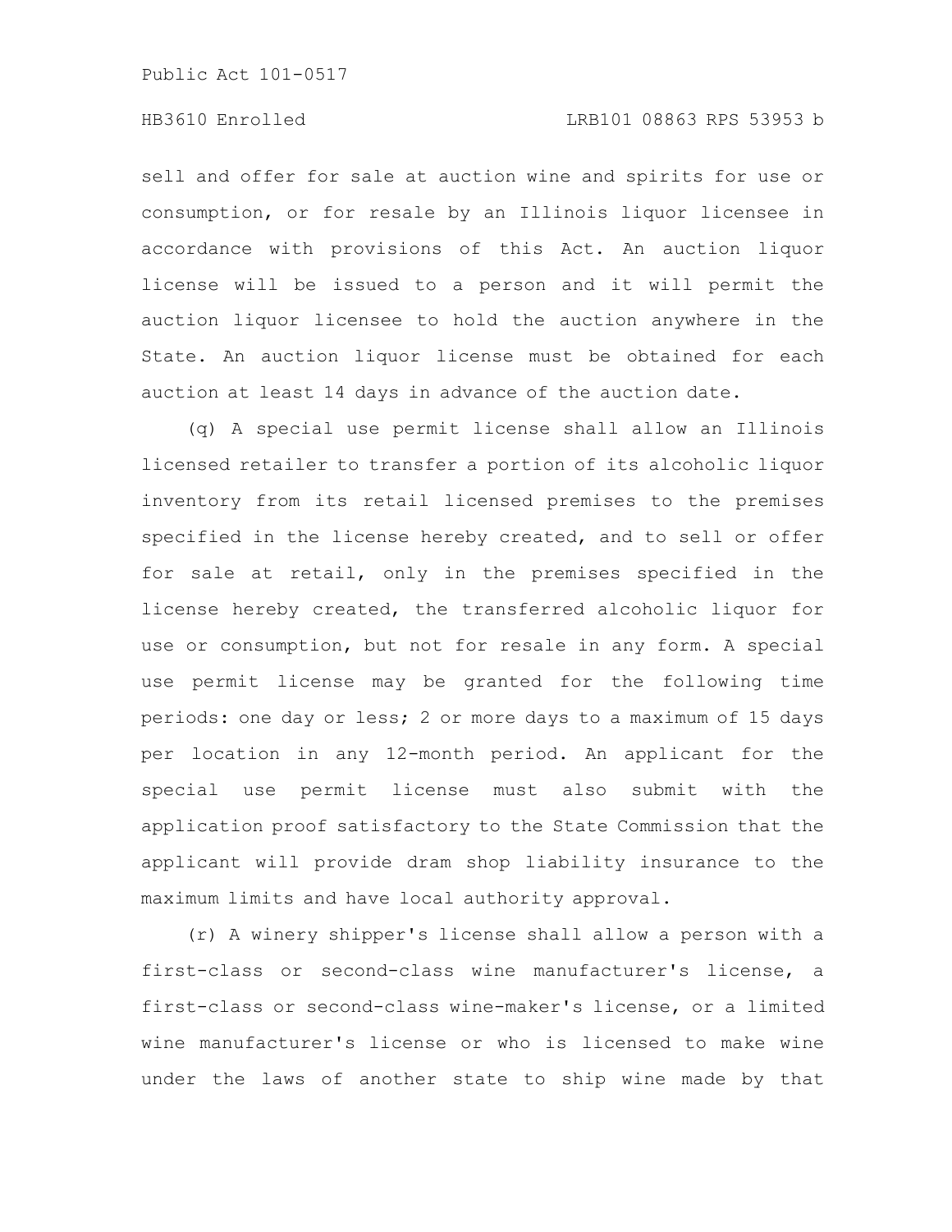sell and offer for sale at auction wine and spirits for use or consumption, or for resale by an Illinois liquor licensee in accordance with provisions of this Act. An auction liquor license will be issued to a person and it will permit the auction liquor licensee to hold the auction anywhere in the State. An auction liquor license must be obtained for each auction at least 14 days in advance of the auction date.

(q) A special use permit license shall allow an Illinois licensed retailer to transfer a portion of its alcoholic liquor inventory from its retail licensed premises to the premises specified in the license hereby created, and to sell or offer for sale at retail, only in the premises specified in the license hereby created, the transferred alcoholic liquor for use or consumption, but not for resale in any form. A special use permit license may be granted for the following time periods: one day or less; 2 or more days to a maximum of 15 days per location in any 12-month period. An applicant for the special use permit license must also submit with the application proof satisfactory to the State Commission that the applicant will provide dram shop liability insurance to the maximum limits and have local authority approval.

(r) A winery shipper's license shall allow a person with a first-class or second-class wine manufacturer's license, a first-class or second-class wine-maker's license, or a limited wine manufacturer's license or who is licensed to make wine under the laws of another state to ship wine made by that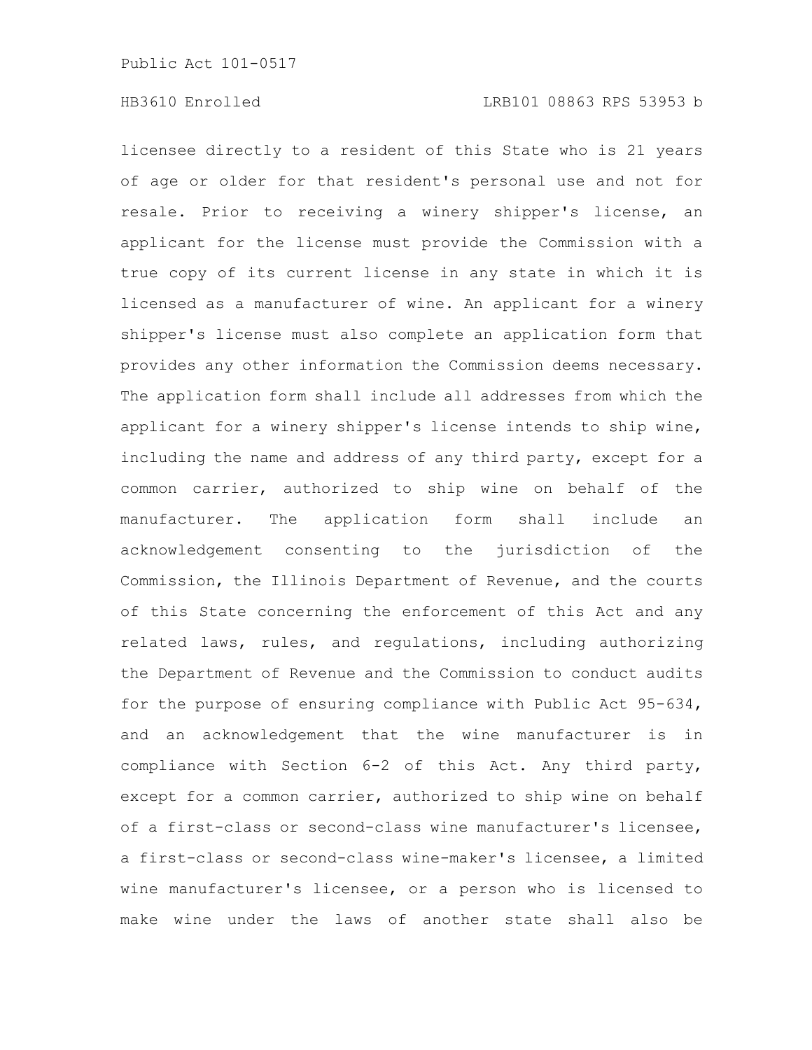licensee directly to a resident of this State who is 21 years of age or older for that resident's personal use and not for resale. Prior to receiving a winery shipper's license, an applicant for the license must provide the Commission with a true copy of its current license in any state in which it is licensed as a manufacturer of wine. An applicant for a winery shipper's license must also complete an application form that provides any other information the Commission deems necessary. The application form shall include all addresses from which the applicant for a winery shipper's license intends to ship wine, including the name and address of any third party, except for a common carrier, authorized to ship wine on behalf of the manufacturer. The application form shall include an acknowledgement consenting to the jurisdiction of the Commission, the Illinois Department of Revenue, and the courts of this State concerning the enforcement of this Act and any related laws, rules, and regulations, including authorizing the Department of Revenue and the Commission to conduct audits for the purpose of ensuring compliance with Public Act 95-634, and an acknowledgement that the wine manufacturer is in compliance with Section 6-2 of this Act. Any third party, except for a common carrier, authorized to ship wine on behalf of a first-class or second-class wine manufacturer's licensee, a first-class or second-class wine-maker's licensee, a limited wine manufacturer's licensee, or a person who is licensed to make wine under the laws of another state shall also be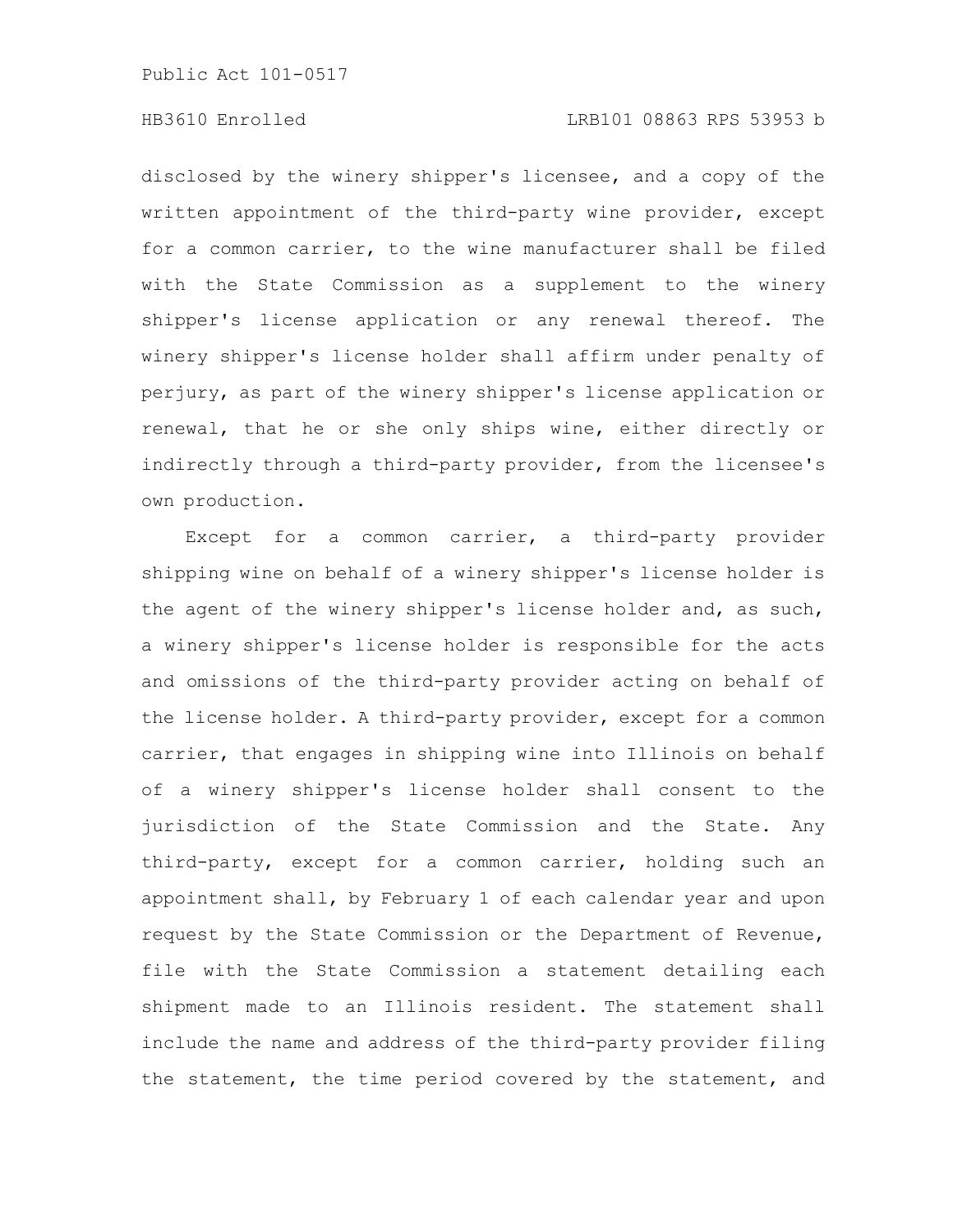disclosed by the winery shipper's licensee, and a copy of the written appointment of the third-party wine provider, except for a common carrier, to the wine manufacturer shall be filed with the State Commission as a supplement to the winery shipper's license application or any renewal thereof. The winery shipper's license holder shall affirm under penalty of perjury, as part of the winery shipper's license application or renewal, that he or she only ships wine, either directly or indirectly through a third-party provider, from the licensee's own production.

Except for a common carrier, a third-party provider shipping wine on behalf of a winery shipper's license holder is the agent of the winery shipper's license holder and, as such, a winery shipper's license holder is responsible for the acts and omissions of the third-party provider acting on behalf of the license holder. A third-party provider, except for a common carrier, that engages in shipping wine into Illinois on behalf of a winery shipper's license holder shall consent to the jurisdiction of the State Commission and the State. Any third-party, except for a common carrier, holding such an appointment shall, by February 1 of each calendar year and upon request by the State Commission or the Department of Revenue, file with the State Commission a statement detailing each shipment made to an Illinois resident. The statement shall include the name and address of the third-party provider filing the statement, the time period covered by the statement, and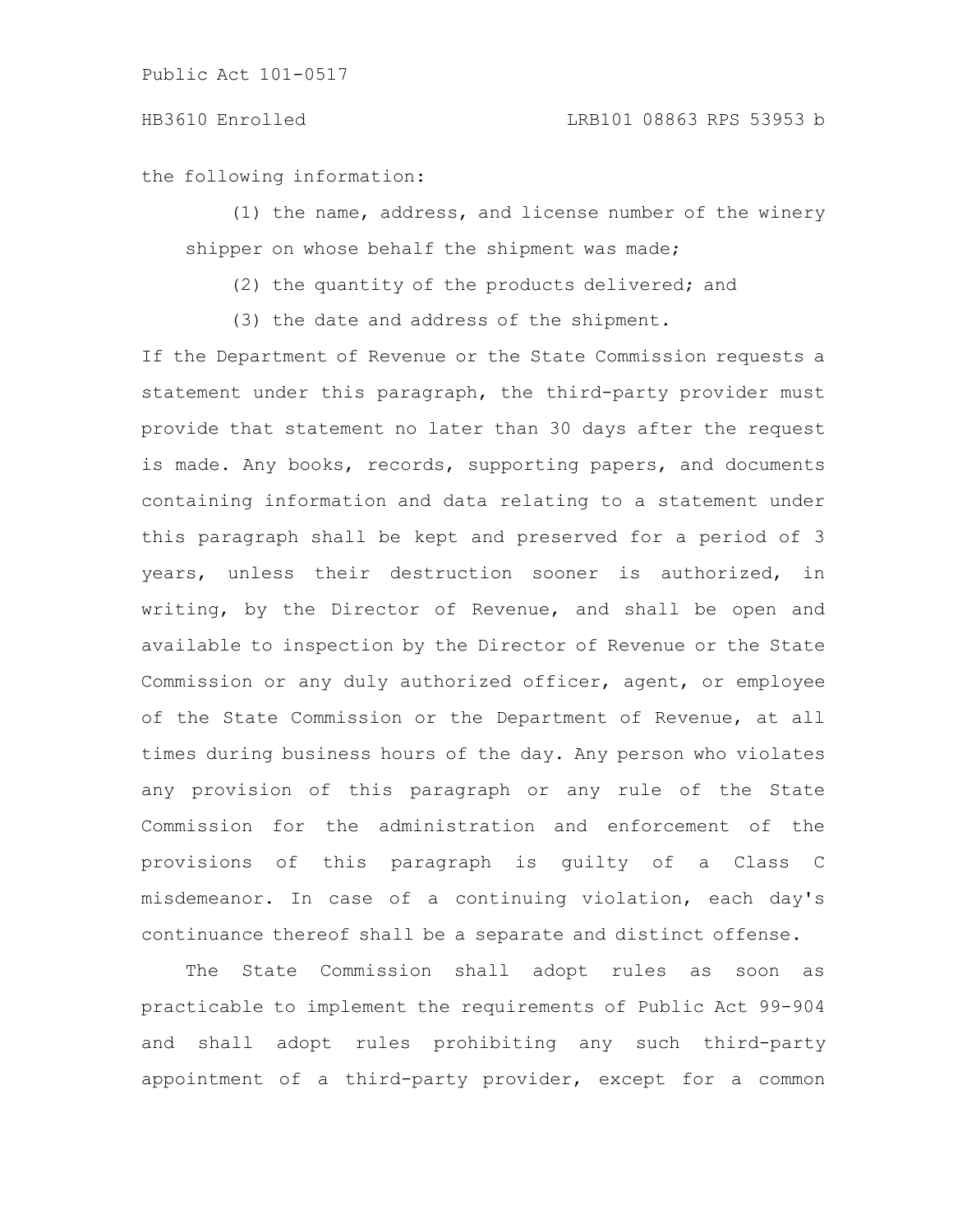the following information:

(1) the name, address, and license number of the winery shipper on whose behalf the shipment was made;

(2) the quantity of the products delivered; and

(3) the date and address of the shipment.

If the Department of Revenue or the State Commission requests a statement under this paragraph, the third-party provider must provide that statement no later than 30 days after the request is made. Any books, records, supporting papers, and documents containing information and data relating to a statement under this paragraph shall be kept and preserved for a period of 3 years, unless their destruction sooner is authorized, in writing, by the Director of Revenue, and shall be open and available to inspection by the Director of Revenue or the State Commission or any duly authorized officer, agent, or employee of the State Commission or the Department of Revenue, at all times during business hours of the day. Any person who violates any provision of this paragraph or any rule of the State Commission for the administration and enforcement of the provisions of this paragraph is guilty of a Class C misdemeanor. In case of a continuing violation, each day's continuance thereof shall be a separate and distinct offense.

The State Commission shall adopt rules as soon as practicable to implement the requirements of Public Act 99-904 and shall adopt rules prohibiting any such third-party appointment of a third-party provider, except for a common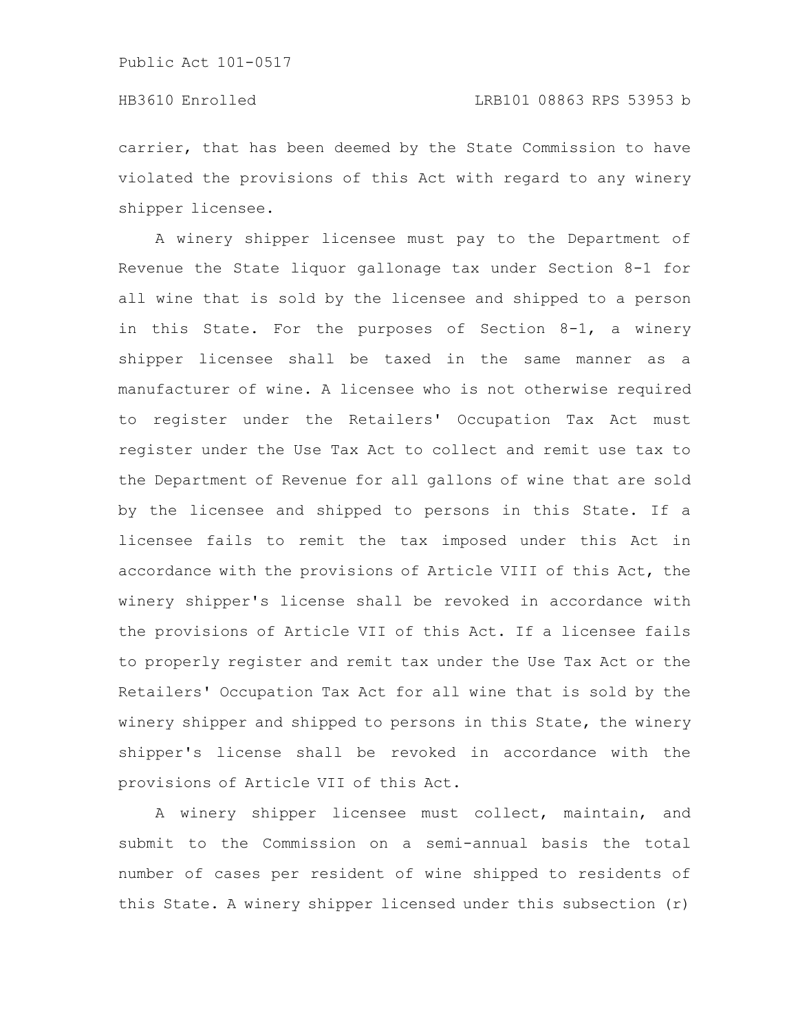carrier, that has been deemed by the State Commission to have violated the provisions of this Act with regard to any winery shipper licensee.

A winery shipper licensee must pay to the Department of Revenue the State liquor gallonage tax under Section 8-1 for all wine that is sold by the licensee and shipped to a person in this State. For the purposes of Section 8-1, a winery shipper licensee shall be taxed in the same manner as a manufacturer of wine. A licensee who is not otherwise required to register under the Retailers' Occupation Tax Act must register under the Use Tax Act to collect and remit use tax to the Department of Revenue for all gallons of wine that are sold by the licensee and shipped to persons in this State. If a licensee fails to remit the tax imposed under this Act in accordance with the provisions of Article VIII of this Act, the winery shipper's license shall be revoked in accordance with the provisions of Article VII of this Act. If a licensee fails to properly register and remit tax under the Use Tax Act or the Retailers' Occupation Tax Act for all wine that is sold by the winery shipper and shipped to persons in this State, the winery shipper's license shall be revoked in accordance with the provisions of Article VII of this Act.

A winery shipper licensee must collect, maintain, and submit to the Commission on a semi-annual basis the total number of cases per resident of wine shipped to residents of this State. A winery shipper licensed under this subsection (r)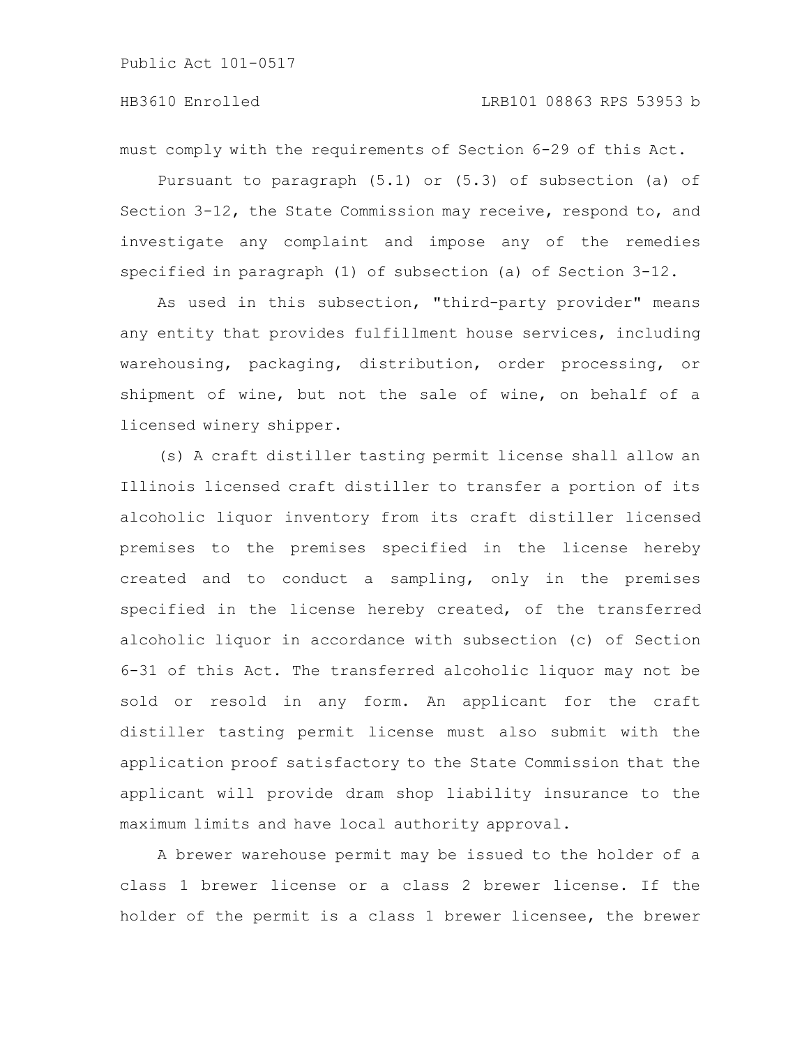must comply with the requirements of Section 6-29 of this Act.

Pursuant to paragraph (5.1) or (5.3) of subsection (a) of Section 3-12, the State Commission may receive, respond to, and investigate any complaint and impose any of the remedies specified in paragraph (1) of subsection (a) of Section 3-12.

As used in this subsection, "third-party provider" means any entity that provides fulfillment house services, including warehousing, packaging, distribution, order processing, or shipment of wine, but not the sale of wine, on behalf of a licensed winery shipper.

(s) A craft distiller tasting permit license shall allow an Illinois licensed craft distiller to transfer a portion of its alcoholic liquor inventory from its craft distiller licensed premises to the premises specified in the license hereby created and to conduct a sampling, only in the premises specified in the license hereby created, of the transferred alcoholic liquor in accordance with subsection (c) of Section 6-31 of this Act. The transferred alcoholic liquor may not be sold or resold in any form. An applicant for the craft distiller tasting permit license must also submit with the application proof satisfactory to the State Commission that the applicant will provide dram shop liability insurance to the maximum limits and have local authority approval.

A brewer warehouse permit may be issued to the holder of a class 1 brewer license or a class 2 brewer license. If the holder of the permit is a class 1 brewer licensee, the brewer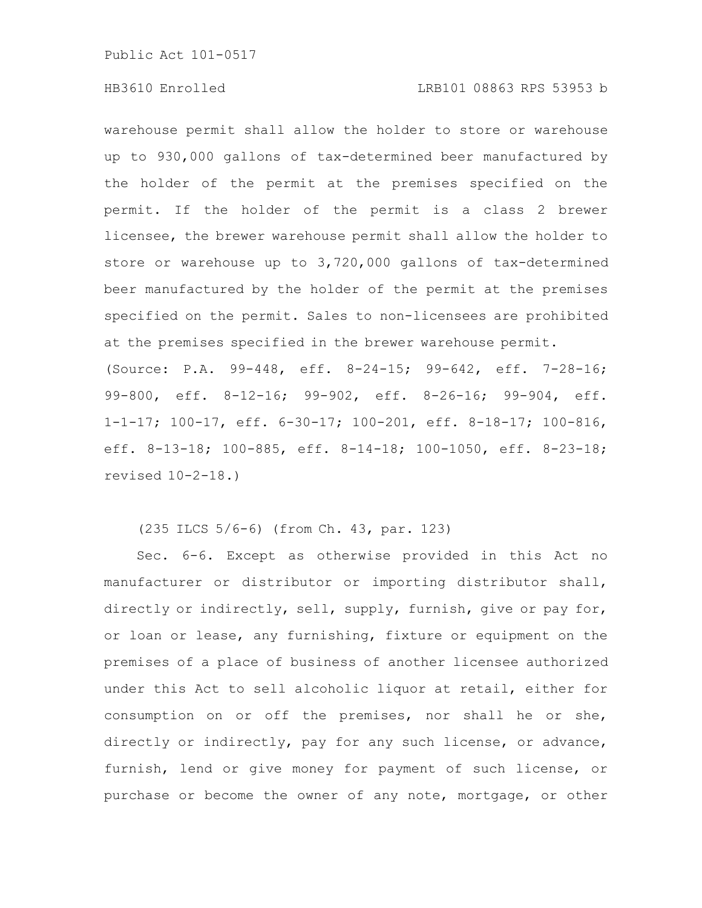warehouse permit shall allow the holder to store or warehouse up to 930,000 gallons of tax-determined beer manufactured by the holder of the permit at the premises specified on the permit. If the holder of the permit is a class 2 brewer licensee, the brewer warehouse permit shall allow the holder to store or warehouse up to 3,720,000 gallons of tax-determined beer manufactured by the holder of the permit at the premises specified on the permit. Sales to non-licensees are prohibited at the premises specified in the brewer warehouse permit.

(Source: P.A. 99-448, eff. 8-24-15; 99-642, eff. 7-28-16; 99-800, eff. 8-12-16; 99-902, eff. 8-26-16; 99-904, eff. 1-1-17; 100-17, eff. 6-30-17; 100-201, eff. 8-18-17; 100-816, eff. 8-13-18; 100-885, eff. 8-14-18; 100-1050, eff. 8-23-18; revised 10-2-18.)

(235 ILCS 5/6-6) (from Ch. 43, par. 123)

Sec. 6-6. Except as otherwise provided in this Act no manufacturer or distributor or importing distributor shall, directly or indirectly, sell, supply, furnish, give or pay for, or loan or lease, any furnishing, fixture or equipment on the premises of a place of business of another licensee authorized under this Act to sell alcoholic liquor at retail, either for consumption on or off the premises, nor shall he or she, directly or indirectly, pay for any such license, or advance, furnish, lend or give money for payment of such license, or purchase or become the owner of any note, mortgage, or other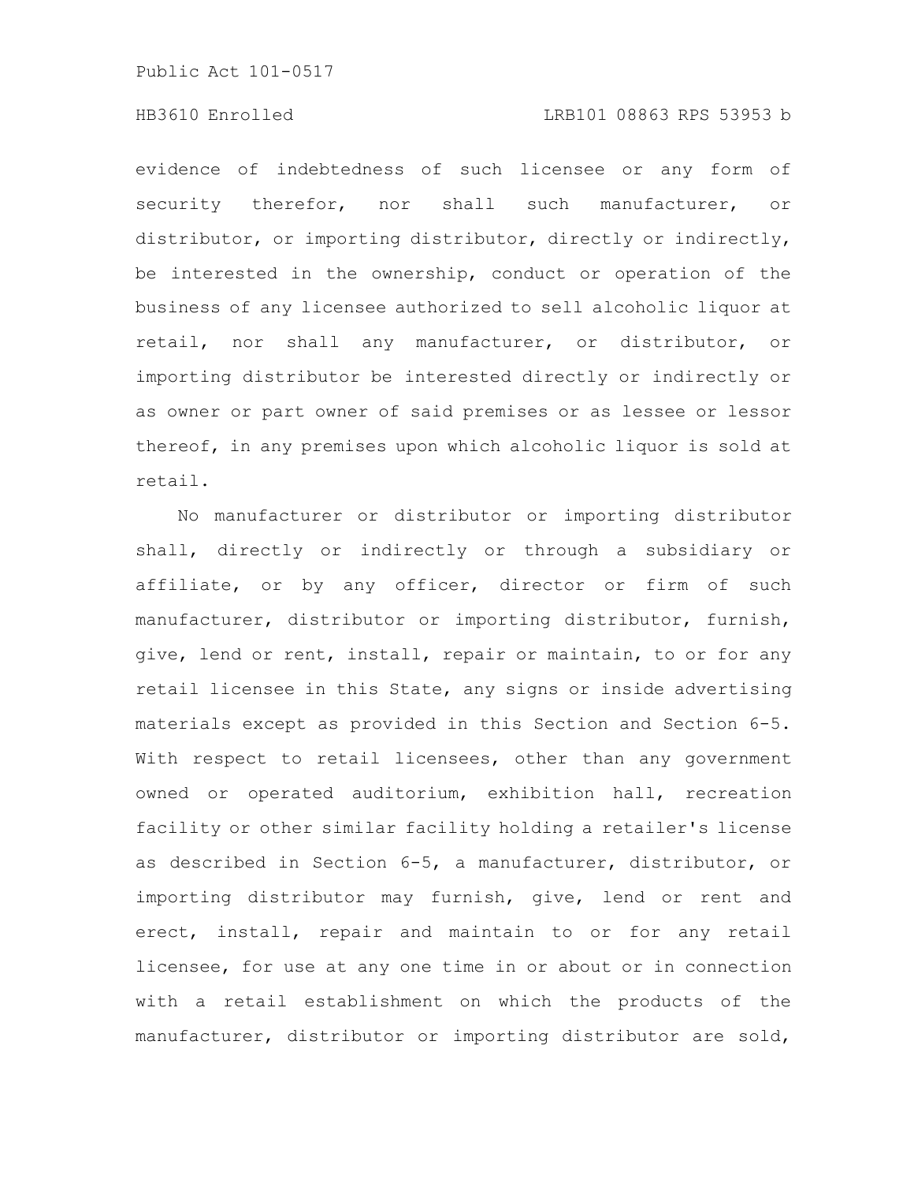evidence of indebtedness of such licensee or any form of security therefor, nor shall such manufacturer, or distributor, or importing distributor, directly or indirectly, be interested in the ownership, conduct or operation of the business of any licensee authorized to sell alcoholic liquor at retail, nor shall any manufacturer, or distributor, or importing distributor be interested directly or indirectly or as owner or part owner of said premises or as lessee or lessor thereof, in any premises upon which alcoholic liquor is sold at retail.

No manufacturer or distributor or importing distributor shall, directly or indirectly or through a subsidiary or affiliate, or by any officer, director or firm of such manufacturer, distributor or importing distributor, furnish, give, lend or rent, install, repair or maintain, to or for any retail licensee in this State, any signs or inside advertising materials except as provided in this Section and Section 6-5. With respect to retail licensees, other than any government owned or operated auditorium, exhibition hall, recreation facility or other similar facility holding a retailer's license as described in Section 6-5, a manufacturer, distributor, or importing distributor may furnish, give, lend or rent and erect, install, repair and maintain to or for any retail licensee, for use at any one time in or about or in connection with a retail establishment on which the products of the manufacturer, distributor or importing distributor are sold,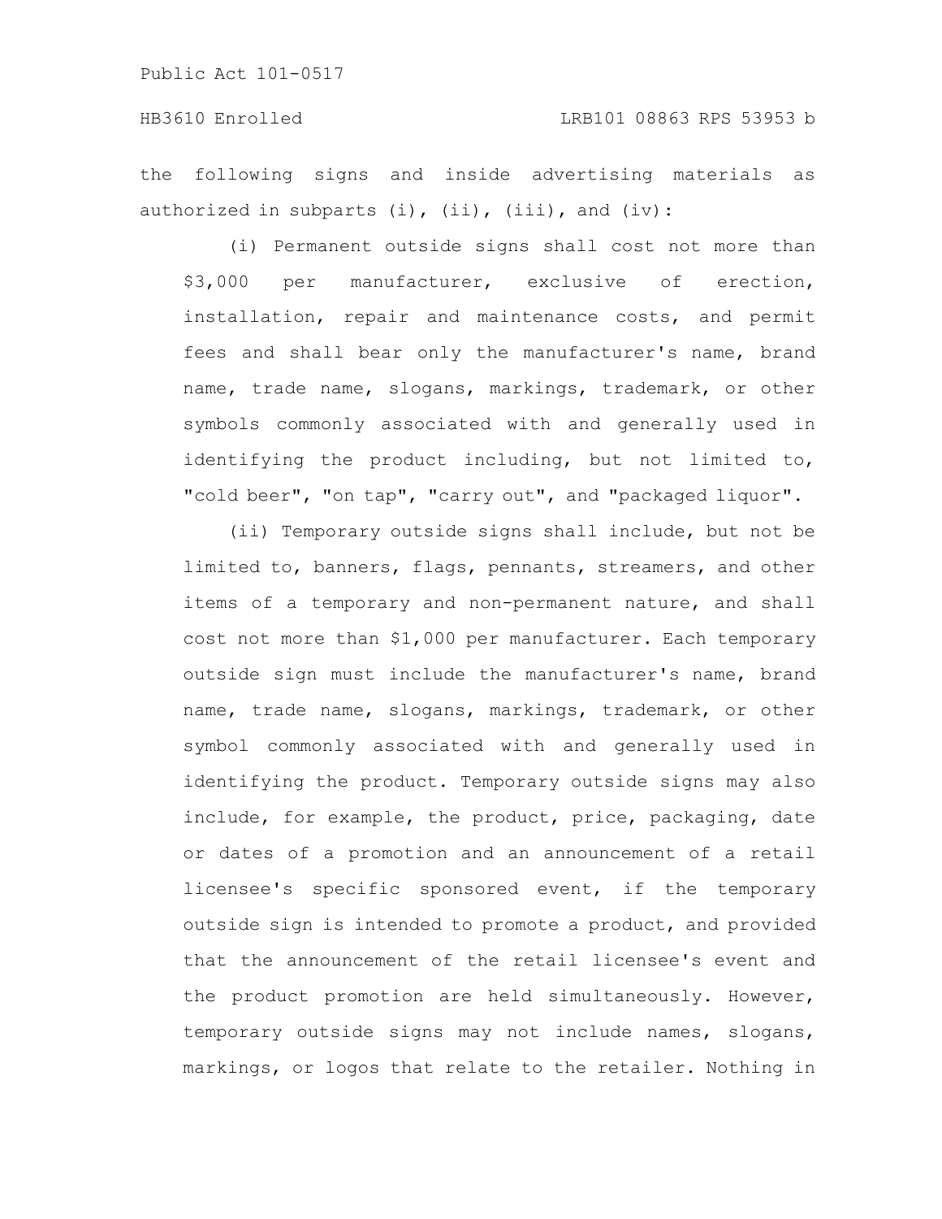the following signs and inside advertising materials as authorized in subparts (i), (ii), (iii), and (iv):

(i) Permanent outside signs shall cost not more than $3,000 per manufacturer, exclusive of erection, installation, repair and maintenance costs, and permit fees and shall bear only the manufacturer's name, brand name, trade name, slogans, markings, trademark, or other symbols commonly associated with and generally used in identifying the product including, but not limited to, "cold beer", "on tap", "carry out", and "packaged liquor".

(ii) Temporary outside signs shall include, but not be limited to, banners, flags, pennants, streamers, and other items of a temporary and non-permanent nature, and shall cost not more than $1,000 per manufacturer. Each temporary outside sign must include the manufacturer's name, brand name, trade name, slogans, markings, trademark, or other symbol commonly associated with and generally used in identifying the product. Temporary outside signs may also include, for example, the product, price, packaging, date or dates of a promotion and an announcement of a retail licensee's specific sponsored event, if the temporary outside sign is intended to promote a product, and provided that the announcement of the retail licensee's event and the product promotion are held simultaneously. However, temporary outside signs may not include names, slogans, markings, or logos that relate to the retailer. Nothing in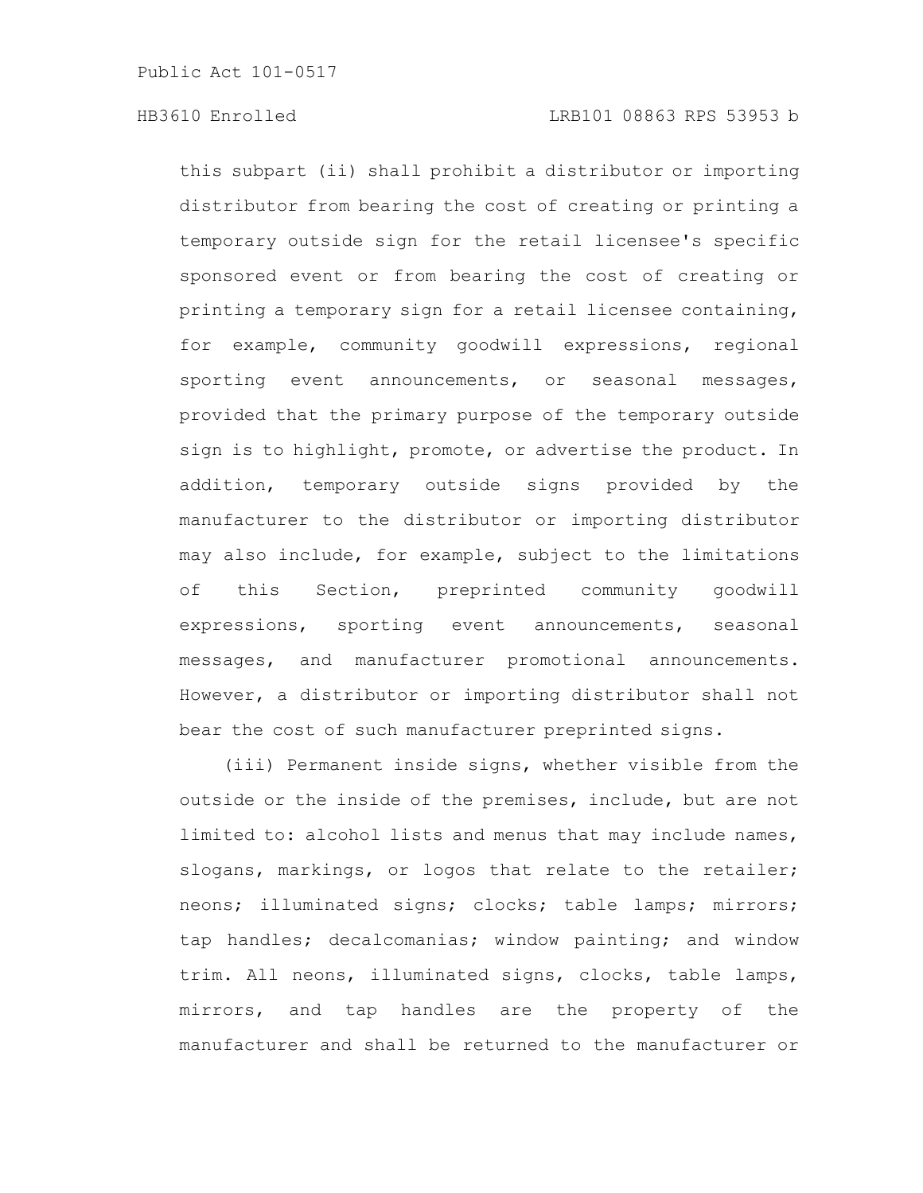this subpart (ii) shall prohibit a distributor or importing distributor from bearing the cost of creating or printing a temporary outside sign for the retail licensee's specific sponsored event or from bearing the cost of creating or printing a temporary sign for a retail licensee containing, for example, community goodwill expressions, regional sporting event announcements, or seasonal messages, provided that the primary purpose of the temporary outside sign is to highlight, promote, or advertise the product. In addition, temporary outside signs provided by the manufacturer to the distributor or importing distributor may also include, for example, subject to the limitations of this Section, preprinted community goodwill expressions, sporting event announcements, seasonal messages, and manufacturer promotional announcements. However, a distributor or importing distributor shall not bear the cost of such manufacturer preprinted signs.

(iii) Permanent inside signs, whether visible from the outside or the inside of the premises, include, but are not limited to: alcohol lists and menus that may include names, slogans, markings, or logos that relate to the retailer; neons; illuminated signs; clocks; table lamps; mirrors; tap handles; decalcomanias; window painting; and window trim. All neons, illuminated signs, clocks, table lamps, mirrors, and tap handles are the property of the manufacturer and shall be returned to the manufacturer or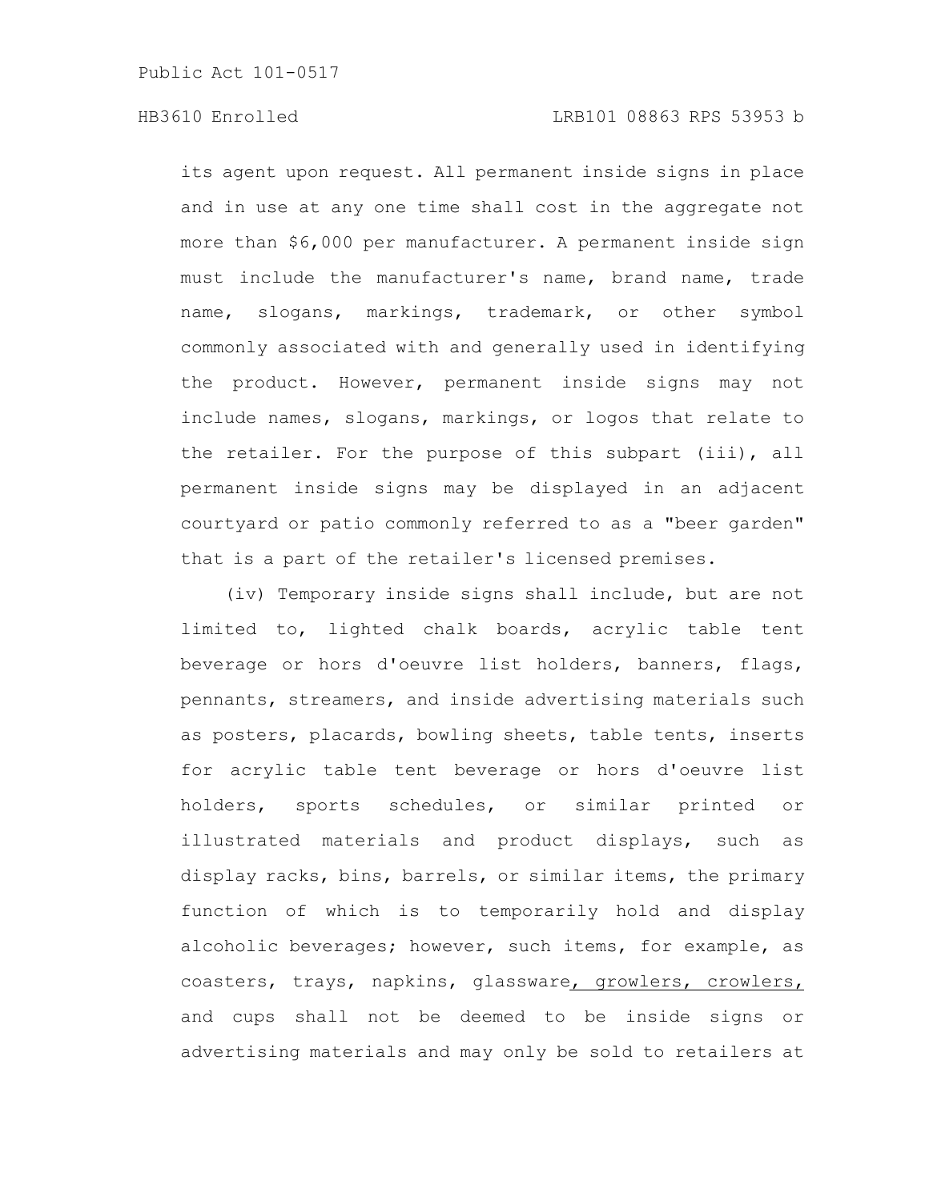its agent upon request. All permanent inside signs in place and in use at any one time shall cost in the aggregate not more than $6,000 per manufacturer. A permanent inside sign must include the manufacturer's name, brand name, trade name, slogans, markings, trademark, or other symbol commonly associated with and generally used in identifying the product. However, permanent inside signs may not include names, slogans, markings, or logos that relate to the retailer. For the purpose of this subpart (iii), all permanent inside signs may be displayed in an adjacent courtyard or patio commonly referred to as a "beer garden" that is a part of the retailer's licensed premises.

(iv) Temporary inside signs shall include, but are not limited to, lighted chalk boards, acrylic table tent beverage or hors d'oeuvre list holders, banners, flags, pennants, streamers, and inside advertising materials such as posters, placards, bowling sheets, table tents, inserts for acrylic table tent beverage or hors d'oeuvre list holders, sports schedules, or similar printed or illustrated materials and product displays, such as display racks, bins, barrels, or similar items, the primary function of which is to temporarily hold and display alcoholic beverages; however, such items, for example, as coasters, trays, napkins, glassware<u>, growlers, crowlers,</u> and cups shall not be deemed to be inside signs or advertising materials and may only be sold to retailers at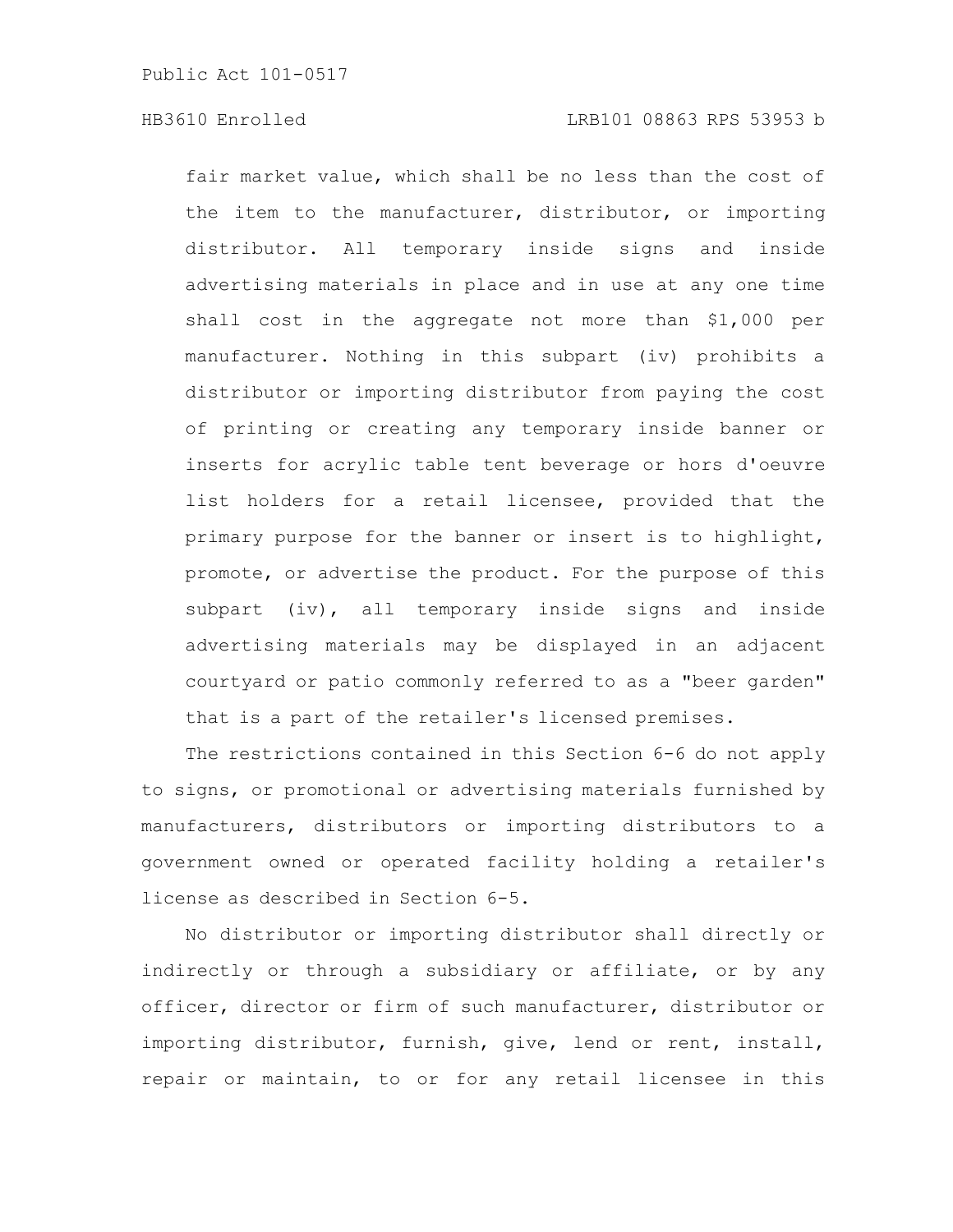fair market value, which shall be no less than the cost of the item to the manufacturer, distributor, or importing distributor. All temporary inside signs and inside advertising materials in place and in use at any one time shall cost in the aggregate not more than $1,000 per manufacturer. Nothing in this subpart (iv) prohibits a distributor or importing distributor from paying the cost of printing or creating any temporary inside banner or inserts for acrylic table tent beverage or hors d'oeuvre list holders for a retail licensee, provided that the primary purpose for the banner or insert is to highlight, promote, or advertise the product. For the purpose of this subpart (iv), all temporary inside signs and inside advertising materials may be displayed in an adjacent courtyard or patio commonly referred to as a "beer garden" that is a part of the retailer's licensed premises.

The restrictions contained in this Section 6-6 do not apply to signs, or promotional or advertising materials furnished by manufacturers, distributors or importing distributors to a government owned or operated facility holding a retailer's license as described in Section 6-5.

No distributor or importing distributor shall directly or indirectly or through a subsidiary or affiliate, or by any officer, director or firm of such manufacturer, distributor or importing distributor, furnish, give, lend or rent, install, repair or maintain, to or for any retail licensee in this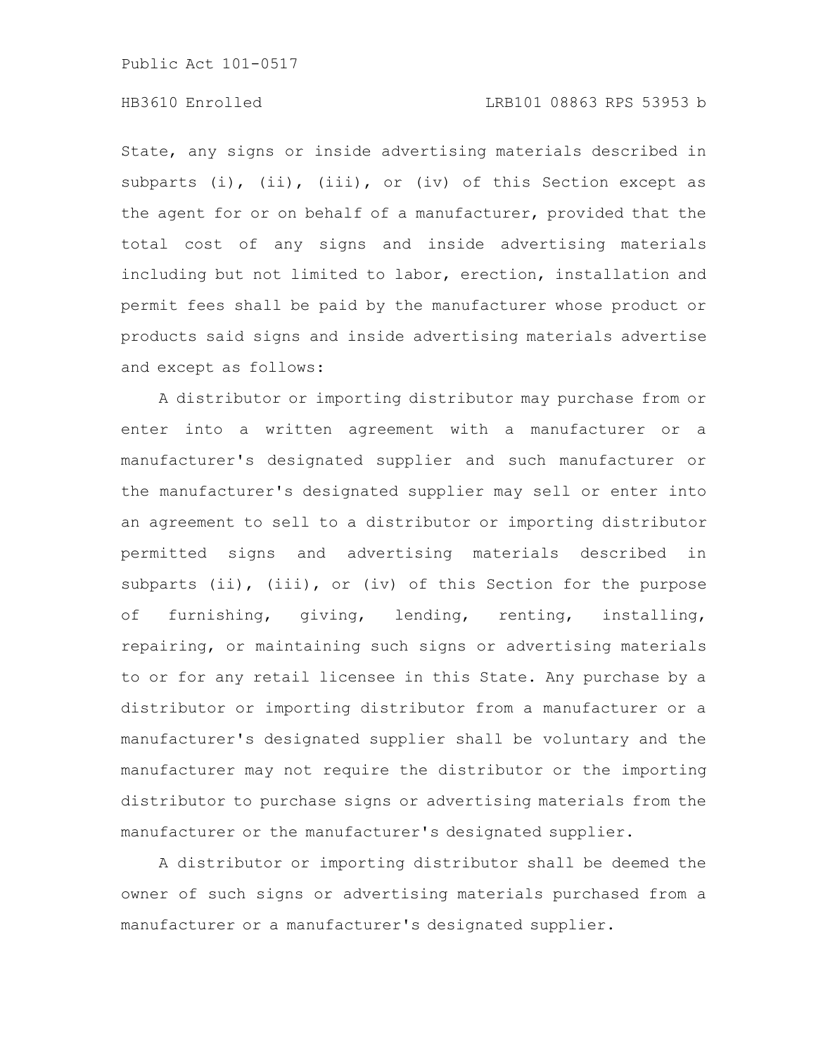State, any signs or inside advertising materials described in subparts (i), (ii), (iii), or (iv) of this Section except as the agent for or on behalf of a manufacturer, provided that the total cost of any signs and inside advertising materials including but not limited to labor, erection, installation and permit fees shall be paid by the manufacturer whose product or products said signs and inside advertising materials advertise and except as follows:

A distributor or importing distributor may purchase from or enter into a written agreement with a manufacturer or a manufacturer's designated supplier and such manufacturer or the manufacturer's designated supplier may sell or enter into an agreement to sell to a distributor or importing distributor permitted signs and advertising materials described in subparts (ii), (iii), or (iv) of this Section for the purpose of furnishing, giving, lending, renting, installing, repairing, or maintaining such signs or advertising materials to or for any retail licensee in this State. Any purchase by a distributor or importing distributor from a manufacturer or a manufacturer's designated supplier shall be voluntary and the manufacturer may not require the distributor or the importing distributor to purchase signs or advertising materials from the manufacturer or the manufacturer's designated supplier.

A distributor or importing distributor shall be deemed the owner of such signs or advertising materials purchased from a manufacturer or a manufacturer's designated supplier.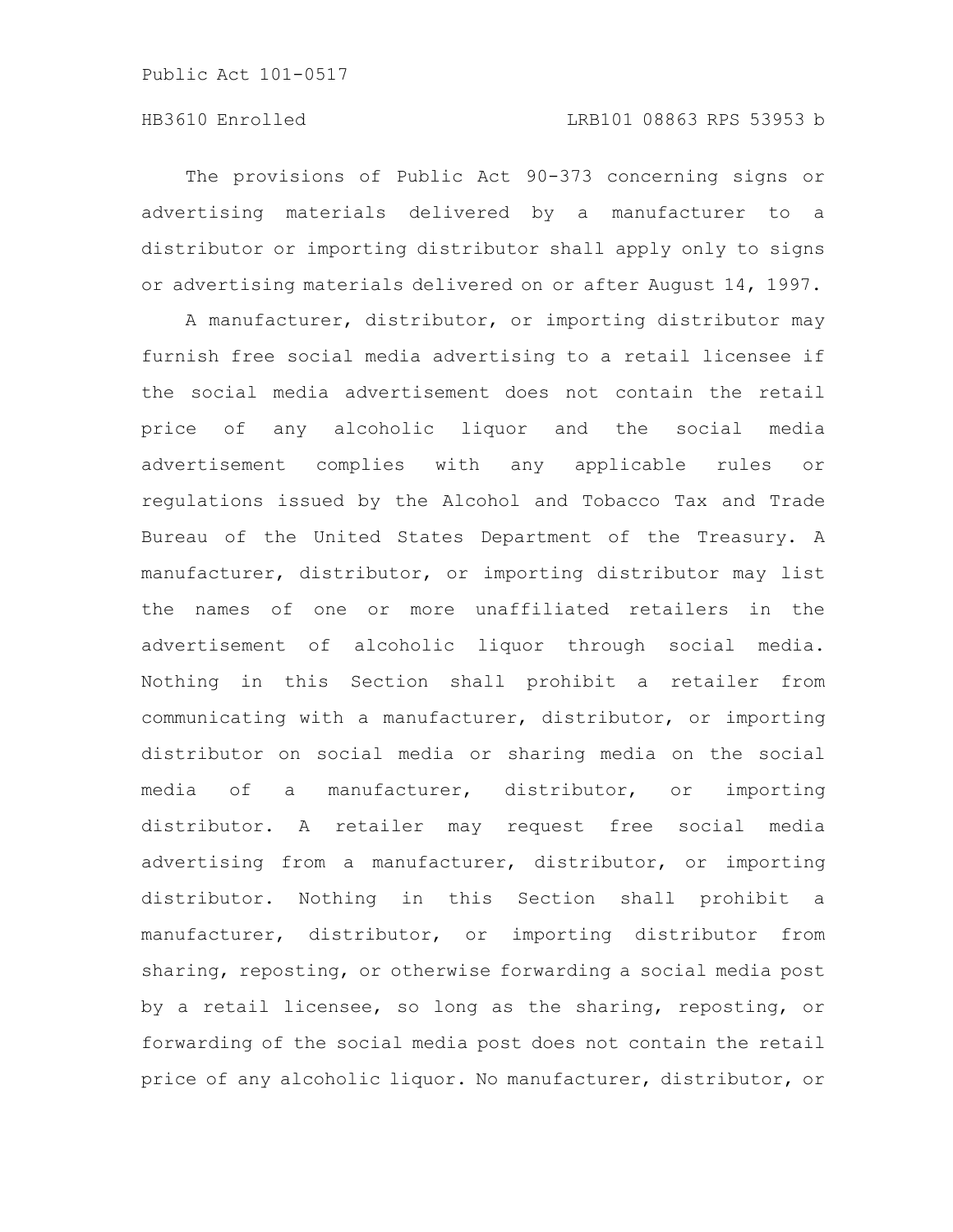The provisions of Public Act 90-373 concerning signs or advertising materials delivered by a manufacturer to a distributor or importing distributor shall apply only to signs or advertising materials delivered on or after August 14, 1997.

A manufacturer, distributor, or importing distributor may furnish free social media advertising to a retail licensee if the social media advertisement does not contain the retail price of any alcoholic liquor and the social media advertisement complies with any applicable rules or regulations issued by the Alcohol and Tobacco Tax and Trade Bureau of the United States Department of the Treasury. A manufacturer, distributor, or importing distributor may list the names of one or more unaffiliated retailers in the advertisement of alcoholic liquor through social media. Nothing in this Section shall prohibit a retailer from communicating with a manufacturer, distributor, or importing distributor on social media or sharing media on the social media of a manufacturer, distributor, or importing distributor. A retailer may request free social media advertising from a manufacturer, distributor, or importing distributor. Nothing in this Section shall prohibit a manufacturer, distributor, or importing distributor from sharing, reposting, or otherwise forwarding a social media post by a retail licensee, so long as the sharing, reposting, or forwarding of the social media post does not contain the retail price of any alcoholic liquor. No manufacturer, distributor, or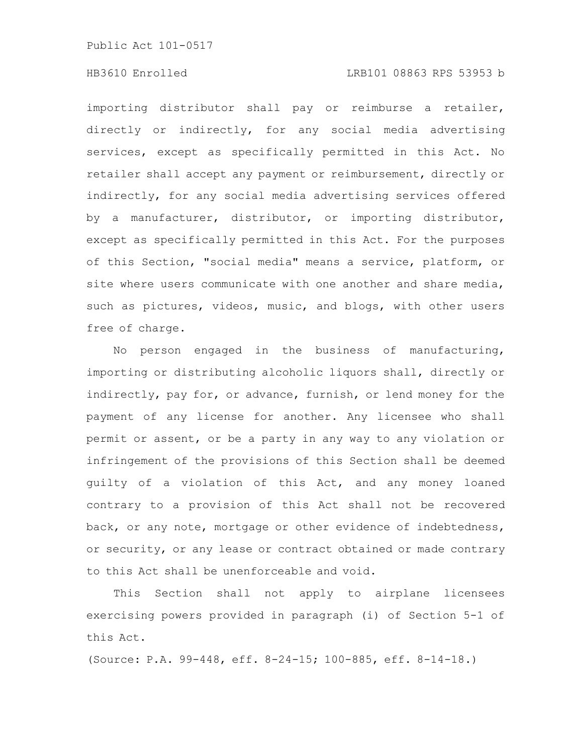importing distributor shall pay or reimburse a retailer, directly or indirectly, for any social media advertising services, except as specifically permitted in this Act. No retailer shall accept any payment or reimbursement, directly or indirectly, for any social media advertising services offered by a manufacturer, distributor, or importing distributor, except as specifically permitted in this Act. For the purposes of this Section, "social media" means a service, platform, or site where users communicate with one another and share media, such as pictures, videos, music, and blogs, with other users free of charge.

No person engaged in the business of manufacturing, importing or distributing alcoholic liquors shall, directly or indirectly, pay for, or advance, furnish, or lend money for the payment of any license for another. Any licensee who shall permit or assent, or be a party in any way to any violation or infringement of the provisions of this Section shall be deemed guilty of a violation of this Act, and any money loaned contrary to a provision of this Act shall not be recovered back, or any note, mortgage or other evidence of indebtedness, or security, or any lease or contract obtained or made contrary to this Act shall be unenforceable and void.

This Section shall not apply to airplane licensees exercising powers provided in paragraph (i) of Section 5-1 of this Act.

(Source: P.A. 99-448, eff. 8-24-15; 100-885, eff. 8-14-18.)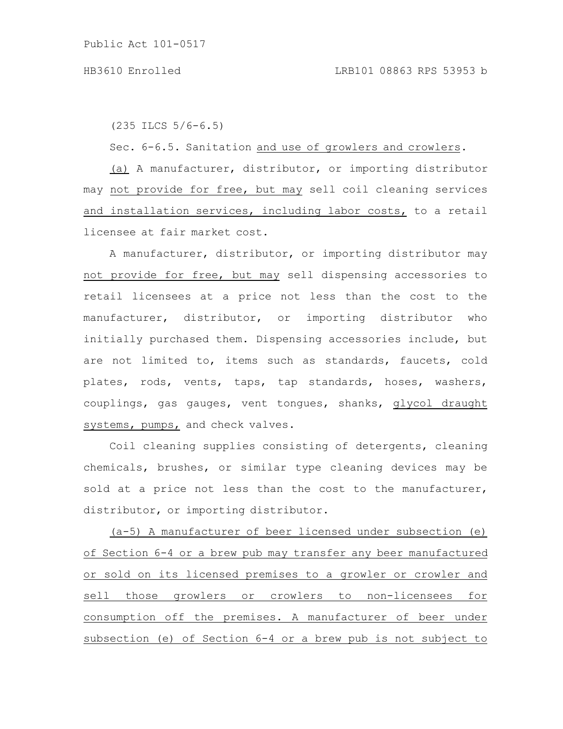(235 ILCS 5/6-6.5)

Sec. 6-6.5. Sanitation and use of growlers and crowlers.

(a) A manufacturer, distributor, or importing distributor may not provide for free, but may sell coil cleaning services and installation services, including labor costs, to a retail licensee at fair market cost.

A manufacturer, distributor, or importing distributor may not provide for free, but may sell dispensing accessories to retail licensees at a price not less than the cost to the manufacturer, distributor, or importing distributor who initially purchased them. Dispensing accessories include, but are not limited to, items such as standards, faucets, cold plates, rods, vents, taps, tap standards, hoses, washers, couplings, gas gauges, vent tongues, shanks, glycol draught systems, pumps, and check valves.

Coil cleaning supplies consisting of detergents, cleaning chemicals, brushes, or similar type cleaning devices may be sold at a price not less than the cost to the manufacturer, distributor, or importing distributor.

(a-5) A manufacturer of beer licensed under subsection (e) of Section 6-4 or a brew pub may transfer any beer manufactured or sold on its licensed premises to a growler or crowler and sell those growlers or crowlers to non-licensees for consumption off the premises. A manufacturer of beer under subsection (e) of Section 6-4 or a brew pub is not subject to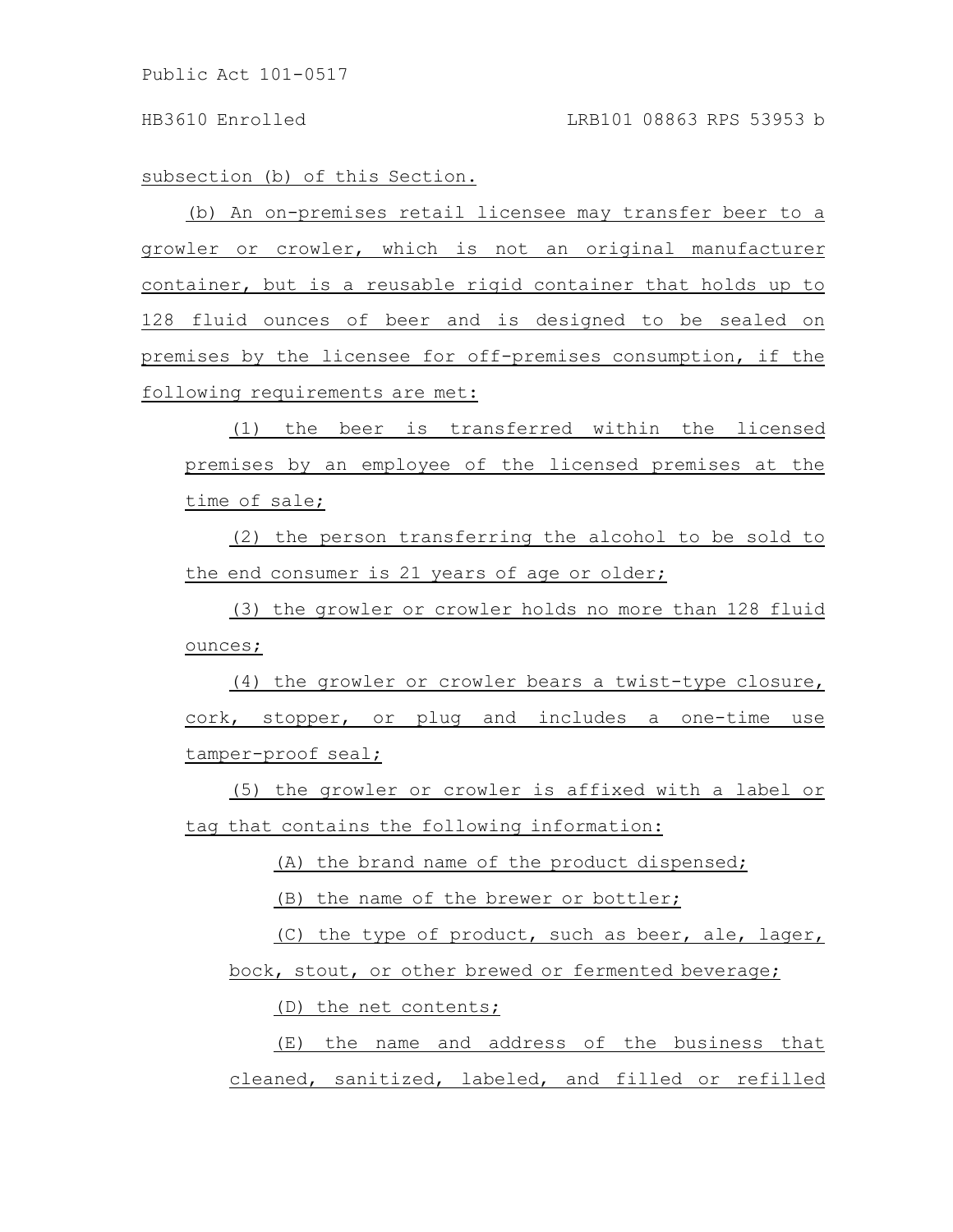subsection (b) of this Section.

(b) An on-premises retail licensee may transfer beer to a growler or crowler, which is not an original manufacturer container, but is a reusable rigid container that holds up to 128 fluid ounces of beer and is designed to be sealed on premises by the licensee for off-premises consumption, if the following requirements are met:

(1) the beer is transferred within the licensed premises by an employee of the licensed premises at the time of sale;

(2) the person transferring the alcohol to be sold to the end consumer is 21 years of age or older;

(3) the growler or crowler holds no more than 128 fluid ounces;

(4) the growler or crowler bears a twist-type closure, cork, stopper, or plug and includes a one-time use tamper-proof seal;

(5) the growler or crowler is affixed with a label or tag that contains the following information:

(A) the brand name of the product dispensed;

(B) the name of the brewer or bottler;

(C) the type of product, such as beer, ale, lager, bock, stout, or other brewed or fermented beverage;

(D) the net contents;

(E) the name and address of the business that cleaned, sanitized, labeled, and filled or refilled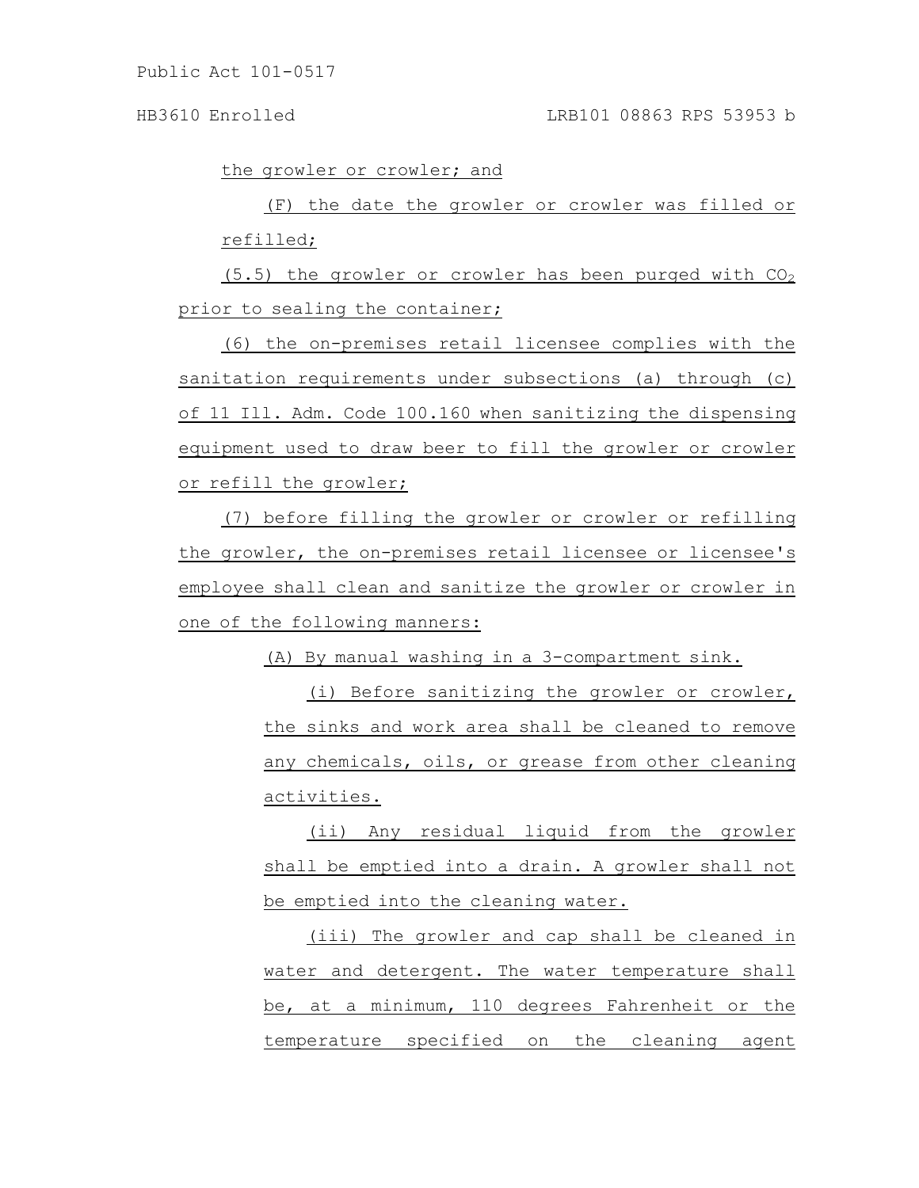the growler or crowler; and

(F) the date the growler or crowler was filled or refilled;

(5.5) the growler or crowler has been purged with $CO_2$ prior to sealing the container;

(6) the on-premises retail licensee complies with the sanitation requirements under subsections (a) through (c) of 11 Ill. Adm. Code 100.160 when sanitizing the dispensing equipment used to draw beer to fill the growler or crowler or refill the growler;

(7) before filling the growler or crowler or refilling the growler, the on-premises retail licensee or licensee's employee shall clean and sanitize the growler or crowler in one of the following manners:

(A) By manual washing in a 3-compartment sink.

(i) Before sanitizing the growler or crowler, the sinks and work area shall be cleaned to remove any chemicals, oils, or grease from other cleaning activities.

(ii) Any residual liquid from the growler shall be emptied into a drain. A growler shall not be emptied into the cleaning water.

(iii) The growler and cap shall be cleaned in water and detergent. The water temperature shall be, at a minimum, 110 degrees Fahrenheit or the temperature specified on the cleaning agent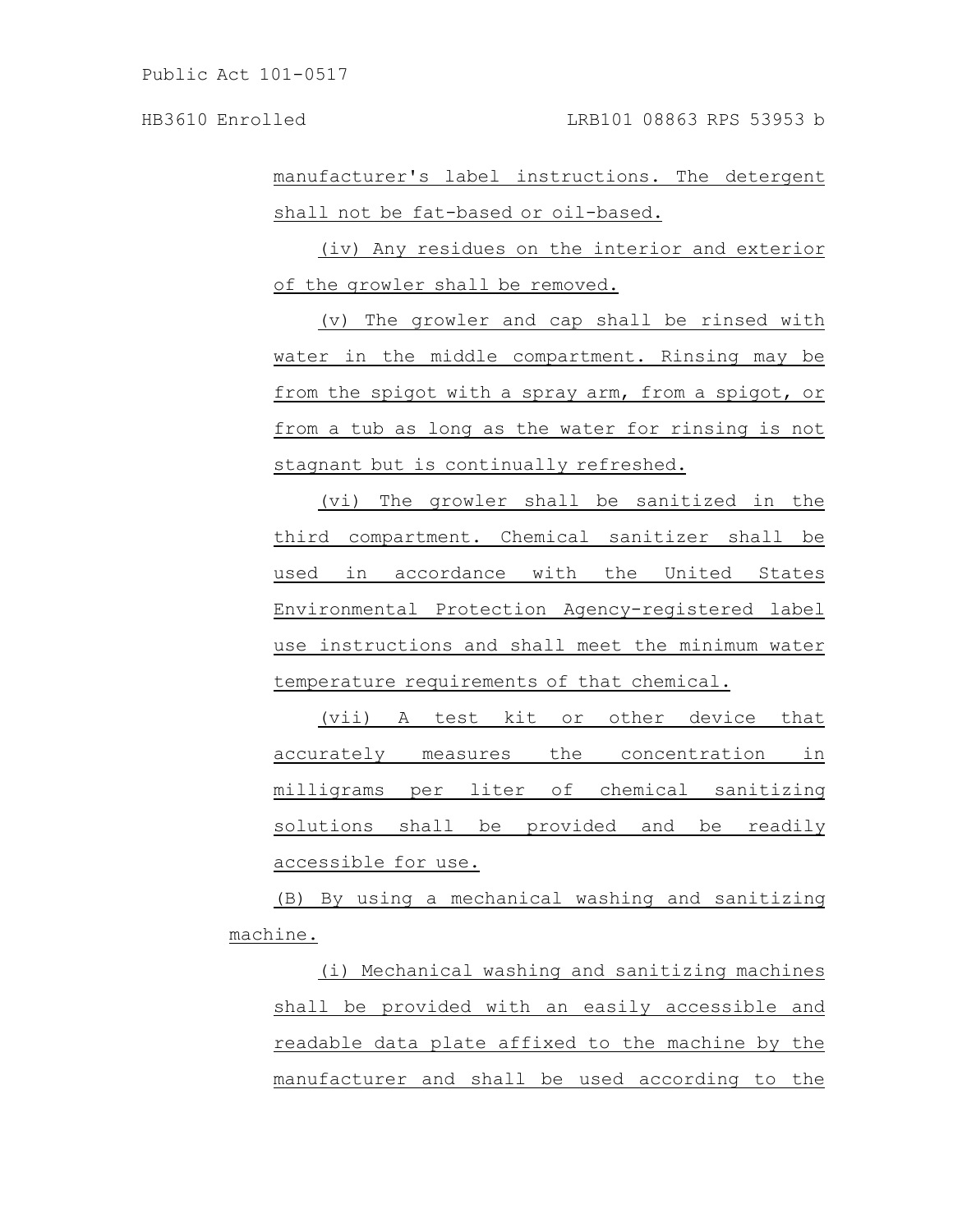manufacturer's label instructions. The detergent shall not be fat-based or oil-based.

(iv) Any residues on the interior and exterior of the growler shall be removed.

(v) The growler and cap shall be rinsed with water in the middle compartment. Rinsing may be from the spigot with a spray arm, from a spigot, or from a tub as long as the water for rinsing is not stagnant but is continually refreshed.

(vi) The growler shall be sanitized in the third compartment. Chemical sanitizer shall be used in accordance with the United States Environmental Protection Agency-registered label use instructions and shall meet the minimum water temperature requirements of that chemical.

(vii) A test kit or other device that accurately measures the concentration in milligrams per liter of chemical sanitizing solutions shall be provided and be readily accessible for use.

(B) By using a mechanical washing and sanitizing machine.

(i) Mechanical washing and sanitizing machines shall be provided with an easily accessible and readable data plate affixed to the machine by the manufacturer and shall be used according to the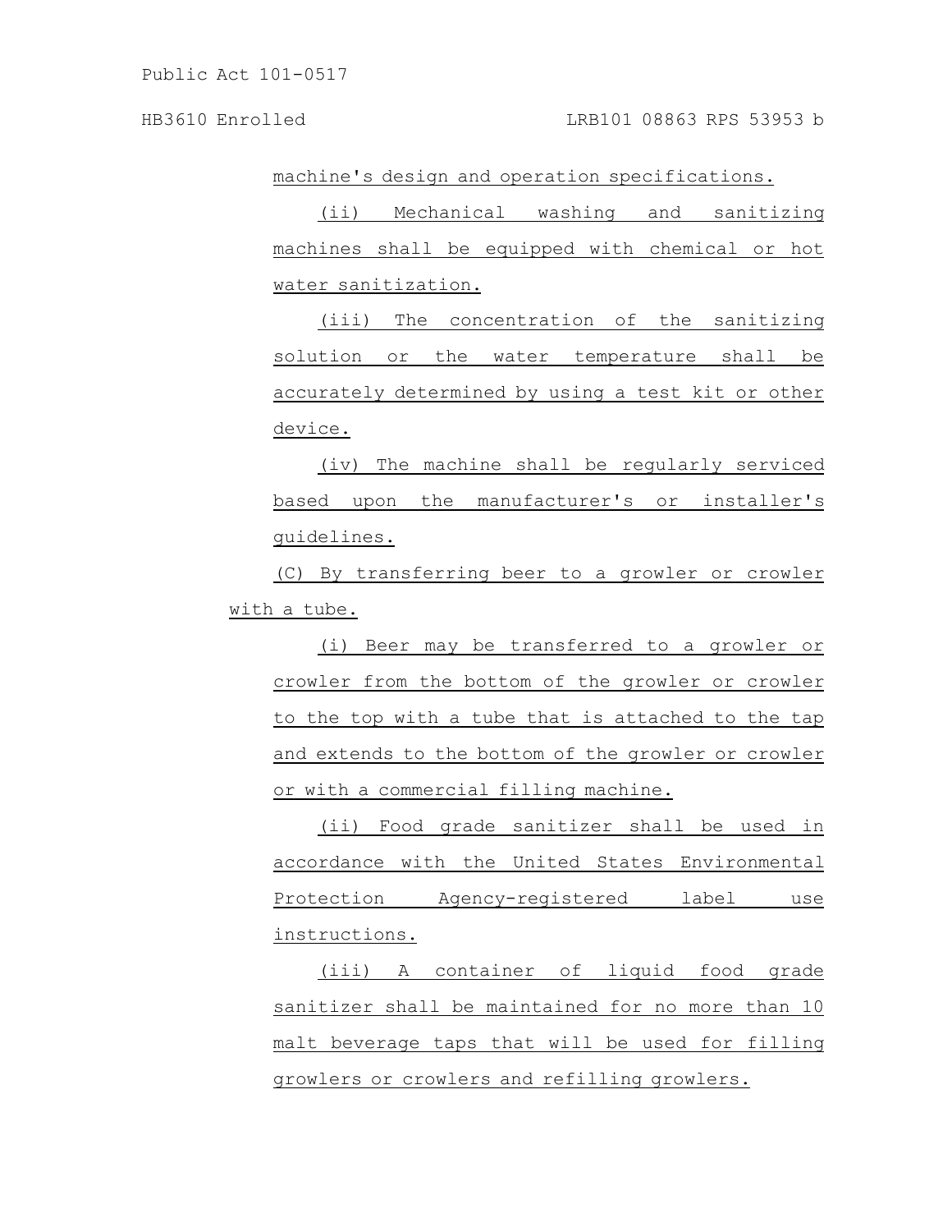machine's design and operation specifications.

(ii) Mechanical washing and sanitizing machines shall be equipped with chemical or hot water sanitization.

(iii) The concentration of the sanitizing solution or the water temperature shall be accurately determined by using a test kit or other device.

(iv) The machine shall be regularly serviced based upon the manufacturer's or installer's guidelines.

(C) By transferring beer to a growler or crowler with a tube.

(i) Beer may be transferred to a growler or crowler from the bottom of the growler or crowler to the top with a tube that is attached to the tap and extends to the bottom of the growler or crowler or with a commercial filling machine.

(ii) Food grade sanitizer shall be used in accordance with the United States Environmental Protection Agency-registered label use instructions.

(iii) A container of liquid food grade sanitizer shall be maintained for no more than 10 malt beverage taps that will be used for filling growlers or crowlers and refilling growlers.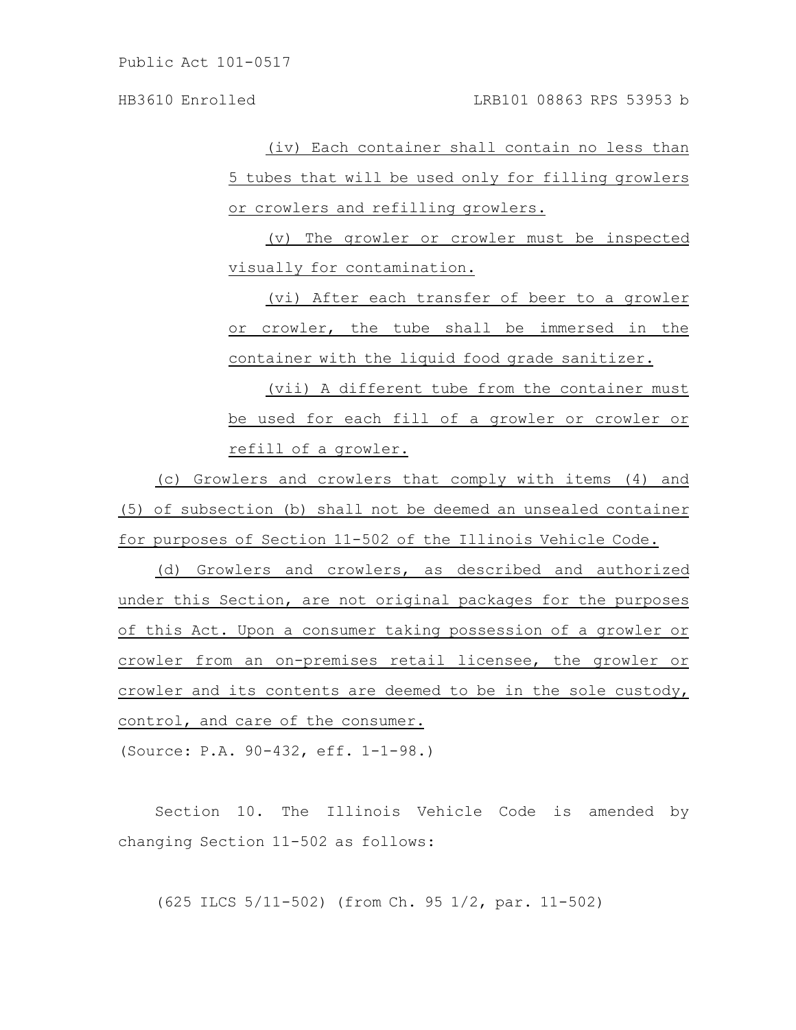(iv) Each container shall contain no less than 5 tubes that will be used only for filling growlers or crowlers and refilling growlers.

(v) The growler or crowler must be inspected visually for contamination.

(vi) After each transfer of beer to a growler or crowler, the tube shall be immersed in the container with the liquid food grade sanitizer.

(vii) A different tube from the container must be used for each fill of a growler or crowler or refill of a growler.

(c) Growlers and crowlers that comply with items (4) and (5) of subsection (b) shall not be deemed an unsealed container for purposes of Section 11-502 of the Illinois Vehicle Code.

(d) Growlers and crowlers, as described and authorized under this Section, are not original packages for the purposes of this Act. Upon a consumer taking possession of a growler or crowler from an on-premises retail licensee, the growler or crowler and its contents are deemed to be in the sole custody, control, and care of the consumer.

(Source: P.A. 90-432, eff. 1-1-98.)

Section 10. The Illinois Vehicle Code is amended by changing Section 11-502 as follows:

(625 ILCS 5/11-502) (from Ch. 95 1/2, par. 11-502)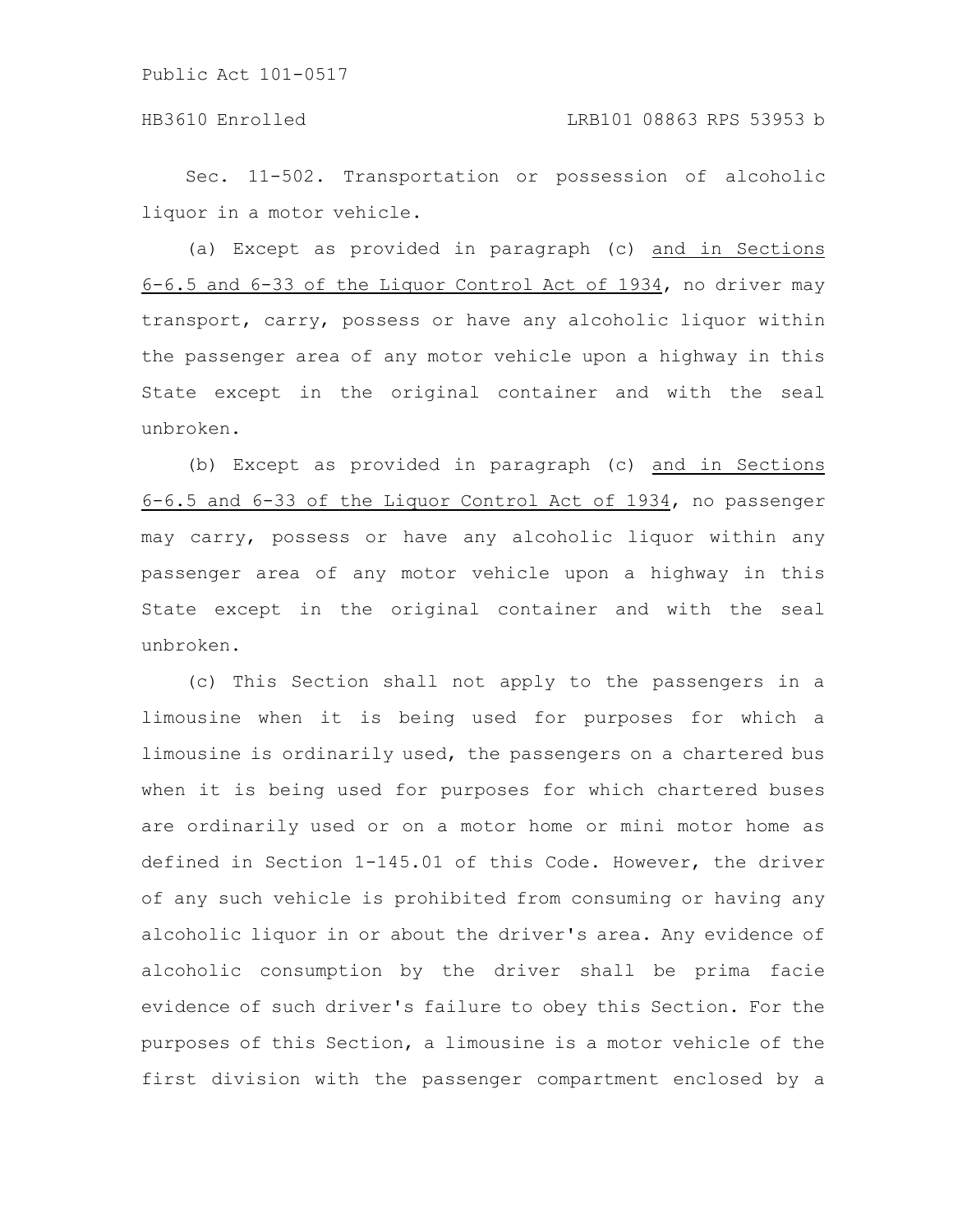Sec. 11-502. Transportation or possession of alcoholic liquor in a motor vehicle.

(a) Except as provided in paragraph (c) <u>and in Sections 6-6.5 and 6-33 of the Liquor Control Act of 1934</u>, no driver may transport, carry, possess or have any alcoholic liquor within the passenger area of any motor vehicle upon a highway in this State except in the original container and with the seal unbroken.

(b) Except as provided in paragraph (c) <u>and in Sections 6-6.5 and 6-33 of the Liquor Control Act of 1934</u>, no passenger may carry, possess or have any alcoholic liquor within any passenger area of any motor vehicle upon a highway in this State except in the original container and with the seal unbroken.

(c) This Section shall not apply to the passengers in a limousine when it is being used for purposes for which a limousine is ordinarily used, the passengers on a chartered bus when it is being used for purposes for which chartered buses are ordinarily used or on a motor home or mini motor home as defined in Section 1-145.01 of this Code. However, the driver of any such vehicle is prohibited from consuming or having any alcoholic liquor in or about the driver's area. Any evidence of alcoholic consumption by the driver shall be prima facie evidence of such driver's failure to obey this Section. For the purposes of this Section, a limousine is a motor vehicle of the first division with the passenger compartment enclosed by a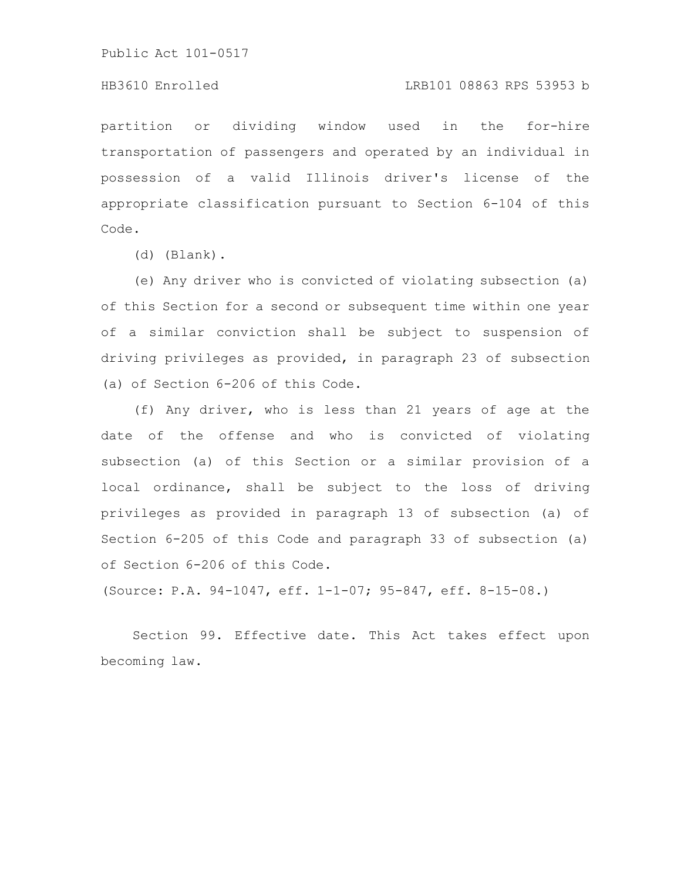partition or dividing window used in the for-hire transportation of passengers and operated by an individual in possession of a valid Illinois driver's license of the appropriate classification pursuant to Section 6-104 of this Code.

(d) (Blank).

(e) Any driver who is convicted of violating subsection (a) of this Section for a second or subsequent time within one year of a similar conviction shall be subject to suspension of driving privileges as provided, in paragraph 23 of subsection (a) of Section 6-206 of this Code.

(f) Any driver, who is less than 21 years of age at the date of the offense and who is convicted of violating subsection (a) of this Section or a similar provision of a local ordinance, shall be subject to the loss of driving privileges as provided in paragraph 13 of subsection (a) of Section 6-205 of this Code and paragraph 33 of subsection (a) of Section 6-206 of this Code.

(Source: P.A. 94-1047, eff. 1-1-07; 95-847, eff. 8-15-08.)

Section 99. Effective date. This Act takes effect upon becoming law.